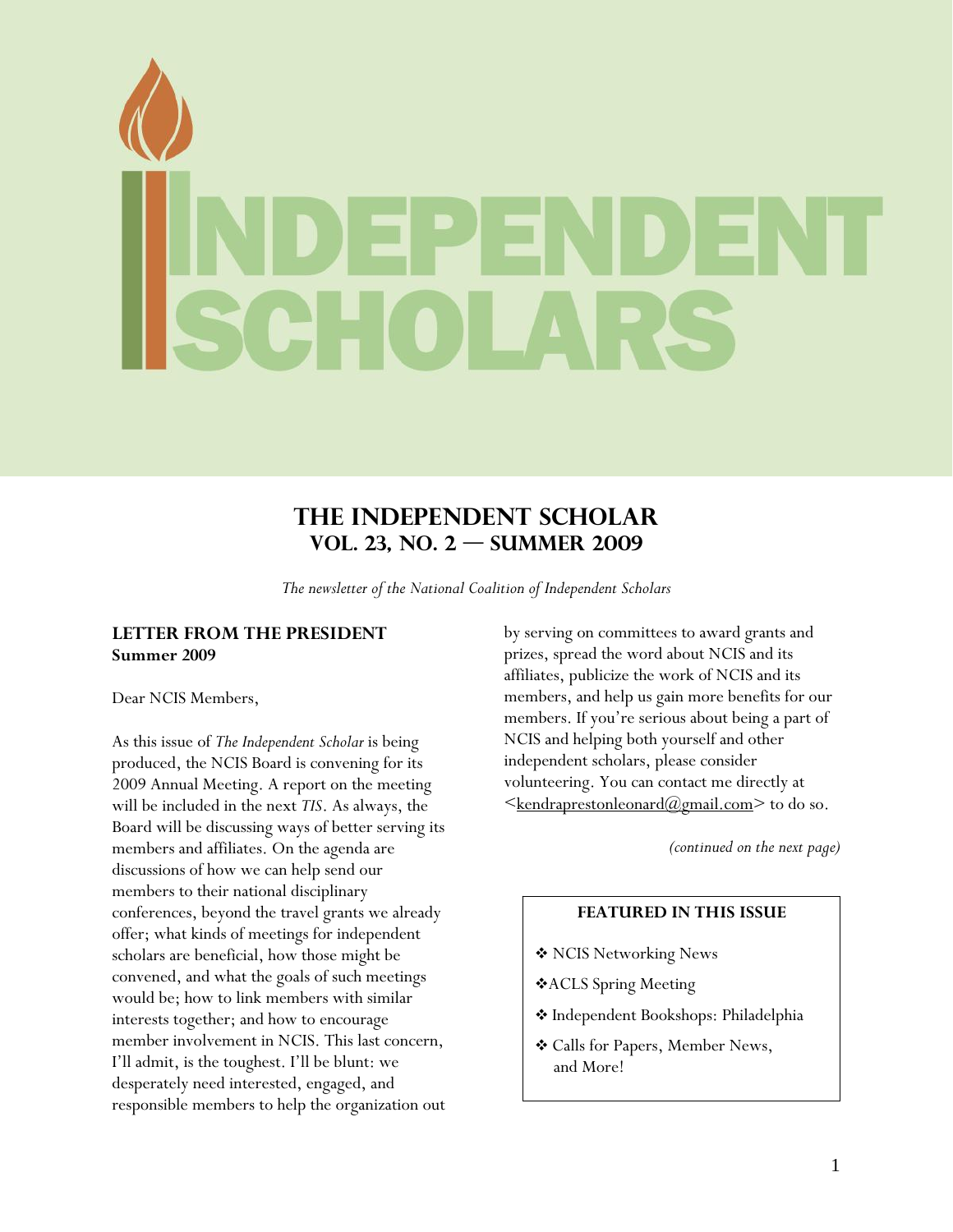# INDEPENDENT SCHOLARS

## THE INDEPENDENT SCHOLAR
### VOL. 23, NO. 2 — SUMMER 2009

*The newsletter of the National Coalition of Independent Scholars*

### LETTER FROM THE PRESIDENT
**Summer 2009**

Dear NCIS Members,

As this issue of *The Independent Scholar* is being produced, the NCIS Board is convening for its 2009 Annual Meeting. A report on the meeting will be included in the next *TIS*. As always, the Board will be discussing ways of better serving its members and affiliates. On the agenda are discussions of how we can help send our members to their national disciplinary conferences, beyond the travel grants we already offer; what kinds of meetings for independent scholars are beneficial, how those might be convened, and what the goals of such meetings would be; how to link members with similar interests together; and how to encourage member involvement in NCIS. This last concern, I'll admit, is the toughest. I'll be blunt: we desperately need interested, engaged, and responsible members to help the organization out by serving on committees to award grants and prizes, spread the word about NCIS and its affiliates, publicize the work of NCIS and its members, and help us gain more benefits for our members. If you're serious about being a part of NCIS and helping both yourself and other independent scholars, please consider volunteering. You can contact me directly at <kendraprestonleonard@gmail.com> to do so.

*(continued on the next page)*

**FEATURED IN THIS ISSUE**

- ❖ NCIS Networking News
- ❖ ACLS Spring Meeting
- ❖ Independent Bookshops: Philadelphia
- ❖ Calls for Papers, Member News, and More!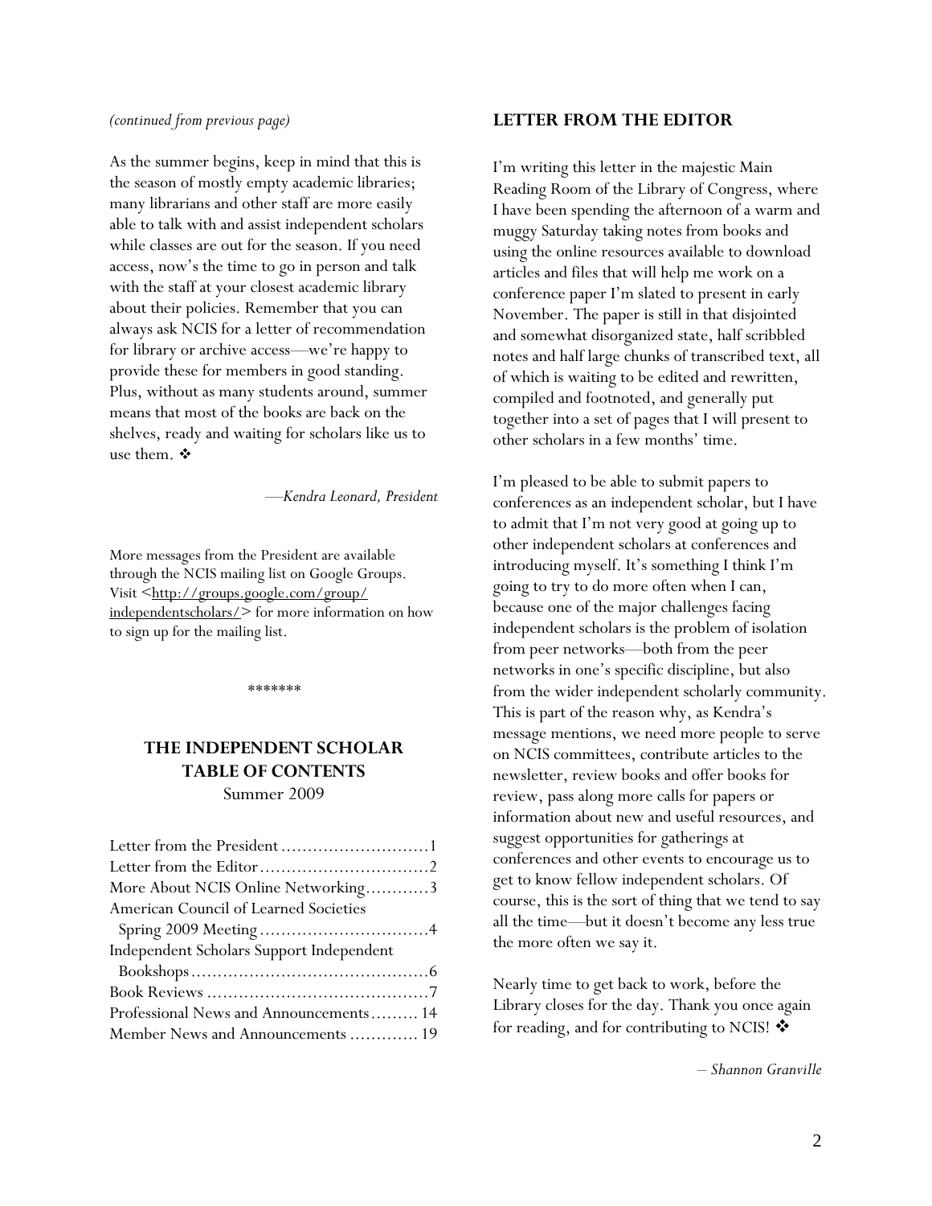*(continued from previous page)*

As the summer begins, keep in mind that this is the season of mostly empty academic libraries; many librarians and other staff are more easily able to talk with and assist independent scholars while classes are out for the season. If you need access, now's the time to go in person and talk with the staff at your closest academic library about their policies. Remember that you can always ask NCIS for a letter of recommendation for library or archive access—we're happy to provide these for members in good standing. Plus, without as many students around, summer means that most of the books are back on the shelves, ready and waiting for scholars like us to use them. ❖

—*Kendra Leonard, President*

More messages from the President are available through the NCIS mailing list on Google Groups. Visit <http://groups.google.com/group/independentscholars/> for more information on how to sign up for the mailing list.

*******

## THE INDEPENDENT SCHOLAR TABLE OF CONTENTS

Summer 2009

- Letter from the President ........................... 1
- Letter from the Editor ............................... 2
- More About NCIS Online Networking ............ 3
- American Council of Learned Societies Spring 2009 Meeting ............................... 4
- Independent Scholars Support Independent Bookshops ............................................ 6
- Book Reviews ......................................... 7
- Professional News and Announcements ......... 14
- Member News and Announcements ............. 19

## LETTER FROM THE EDITOR

I'm writing this letter in the majestic Main Reading Room of the Library of Congress, where I have been spending the afternoon of a warm and muggy Saturday taking notes from books and using the online resources available to download articles and files that will help me work on a conference paper I'm slated to present in early November. The paper is still in that disjointed and somewhat disorganized state, half scribbled notes and half large chunks of transcribed text, all of which is waiting to be edited and rewritten, compiled and footnoted, and generally put together into a set of pages that I will present to other scholars in a few months' time.

I'm pleased to be able to submit papers to conferences as an independent scholar, but I have to admit that I'm not very good at going up to other independent scholars at conferences and introducing myself. It's something I think I'm going to try to do more often when I can, because one of the major challenges facing independent scholars is the problem of isolation from peer networks—both from the peer networks in one's specific discipline, but also from the wider independent scholarly community. This is part of the reason why, as Kendra's message mentions, we need more people to serve on NCIS committees, contribute articles to the newsletter, review books and offer books for review, pass along more calls for papers or information about new and useful resources, and suggest opportunities for gatherings at conferences and other events to encourage us to get to know fellow independent scholars. Of course, this is the sort of thing that we tend to say all the time—but it doesn't become any less true the more often we say it.

Nearly time to get back to work, before the Library closes for the day. Thank you once again for reading, and for contributing to NCIS! ❖

*– Shannon Granville*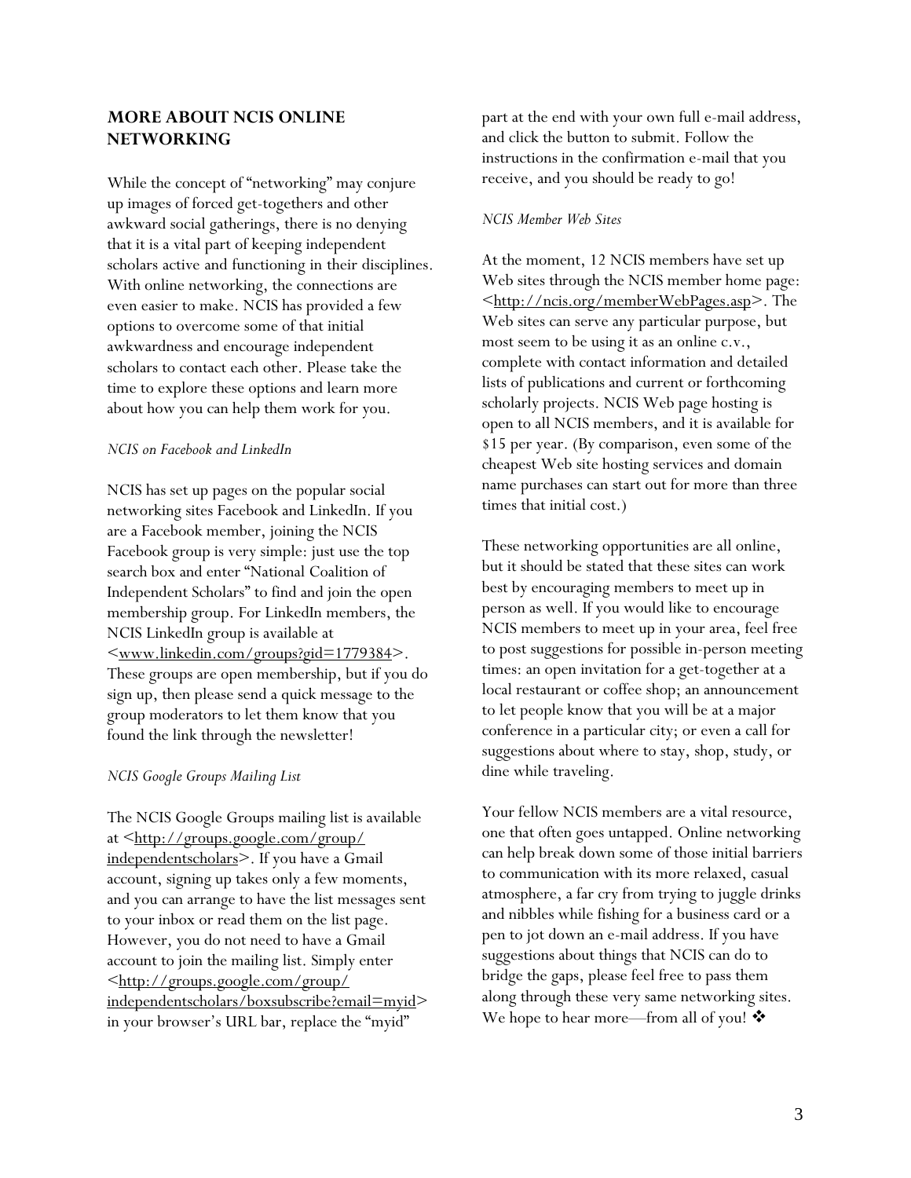## MORE ABOUT NCIS ONLINE NETWORKING

While the concept of "networking" may conjure up images of forced get-togethers and other awkward social gatherings, there is no denying that it is a vital part of keeping independent scholars active and functioning in their disciplines. With online networking, the connections are even easier to make. NCIS has provided a few options to overcome some of that initial awkwardness and encourage independent scholars to contact each other. Please take the time to explore these options and learn more about how you can help them work for you.

*NCIS on Facebook and LinkedIn*

NCIS has set up pages on the popular social networking sites Facebook and LinkedIn. If you are a Facebook member, joining the NCIS Facebook group is very simple: just use the top search box and enter "National Coalition of Independent Scholars" to find and join the open membership group. For LinkedIn members, the NCIS LinkedIn group is available at <www.linkedin.com/groups?gid=1779384>. These groups are open membership, but if you do sign up, then please send a quick message to the group moderators to let them know that you found the link through the newsletter!

*NCIS Google Groups Mailing List*

The NCIS Google Groups mailing list is available at <http://groups.google.com/group/independentscholars>. If you have a Gmail account, signing up takes only a few moments, and you can arrange to have the list messages sent to your inbox or read them on the list page. However, you do not need to have a Gmail account to join the mailing list. Simply enter <http://groups.google.com/group/independentscholars/boxsubscribe?email=myid> in your browser's URL bar, replace the "myid" part at the end with your own full e-mail address, and click the button to submit. Follow the instructions in the confirmation e-mail that you receive, and you should be ready to go!

*NCIS Member Web Sites*

At the moment, 12 NCIS members have set up Web sites through the NCIS member home page: <http://ncis.org/memberWebPages.asp>. The Web sites can serve any particular purpose, but most seem to be using it as an online c.v., complete with contact information and detailed lists of publications and current or forthcoming scholarly projects. NCIS Web page hosting is open to all NCIS members, and it is available for $15 per year. (By comparison, even some of the cheapest Web site hosting services and domain name purchases can start out for more than three times that initial cost.)

These networking opportunities are all online, but it should be stated that these sites can work best by encouraging members to meet up in person as well. If you would like to encourage NCIS members to meet up in your area, feel free to post suggestions for possible in-person meeting times: an open invitation for a get-together at a local restaurant or coffee shop; an announcement to let people know that you will be at a major conference in a particular city; or even a call for suggestions about where to stay, shop, study, or dine while traveling.

Your fellow NCIS members are a vital resource, one that often goes untapped. Online networking can help break down some of those initial barriers to communication with its more relaxed, casual atmosphere, a far cry from trying to juggle drinks and nibbles while fishing for a business card or a pen to jot down an e-mail address. If you have suggestions about things that NCIS can do to bridge the gaps, please feel free to pass them along through these very same networking sites. We hope to hear more—from all of you! ❖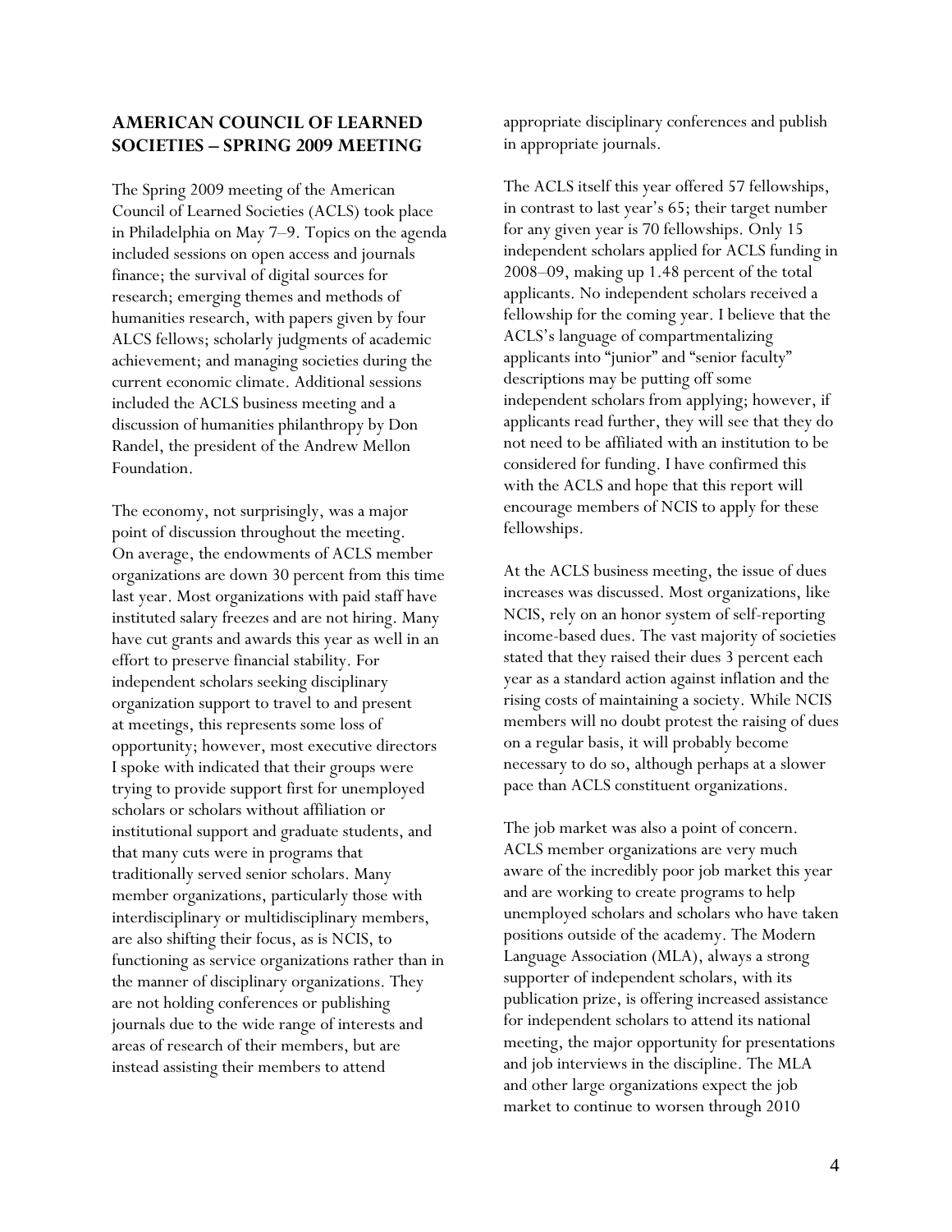## AMERICAN COUNCIL OF LEARNED SOCIETIES – SPRING 2009 MEETING

The Spring 2009 meeting of the American Council of Learned Societies (ACLS) took place in Philadelphia on May 7–9. Topics on the agenda included sessions on open access and journals finance; the survival of digital sources for research; emerging themes and methods of humanities research, with papers given by four ALCS fellows; scholarly judgments of academic achievement; and managing societies during the current economic climate. Additional sessions included the ACLS business meeting and a discussion of humanities philanthropy by Don Randel, the president of the Andrew Mellon Foundation.

The economy, not surprisingly, was a major point of discussion throughout the meeting. On average, the endowments of ACLS member organizations are down 30 percent from this time last year. Most organizations with paid staff have instituted salary freezes and are not hiring. Many have cut grants and awards this year as well in an effort to preserve financial stability. For independent scholars seeking disciplinary organization support to travel to and present at meetings, this represents some loss of opportunity; however, most executive directors I spoke with indicated that their groups were trying to provide support first for unemployed scholars or scholars without affiliation or institutional support and graduate students, and that many cuts were in programs that traditionally served senior scholars. Many member organizations, particularly those with interdisciplinary or multidisciplinary members, are also shifting their focus, as is NCIS, to functioning as service organizations rather than in the manner of disciplinary organizations. They are not holding conferences or publishing journals due to the wide range of interests and areas of research of their members, but are instead assisting their members to attend appropriate disciplinary conferences and publish in appropriate journals.

The ACLS itself this year offered 57 fellowships, in contrast to last year's 65; their target number for any given year is 70 fellowships. Only 15 independent scholars applied for ACLS funding in 2008–09, making up 1.48 percent of the total applicants. No independent scholars received a fellowship for the coming year. I believe that the ACLS's language of compartmentalizing applicants into "junior" and "senior faculty" descriptions may be putting off some independent scholars from applying; however, if applicants read further, they will see that they do not need to be affiliated with an institution to be considered for funding. I have confirmed this with the ACLS and hope that this report will encourage members of NCIS to apply for these fellowships.

At the ACLS business meeting, the issue of dues increases was discussed. Most organizations, like NCIS, rely on an honor system of self-reporting income-based dues. The vast majority of societies stated that they raised their dues 3 percent each year as a standard action against inflation and the rising costs of maintaining a society. While NCIS members will no doubt protest the raising of dues on a regular basis, it will probably become necessary to do so, although perhaps at a slower pace than ACLS constituent organizations.

The job market was also a point of concern. ACLS member organizations are very much aware of the incredibly poor job market this year and are working to create programs to help unemployed scholars and scholars who have taken positions outside of the academy. The Modern Language Association (MLA), always a strong supporter of independent scholars, with its publication prize, is offering increased assistance for independent scholars to attend its national meeting, the major opportunity for presentations and job interviews in the discipline. The MLA and other large organizations expect the job market to continue to worsen through 2010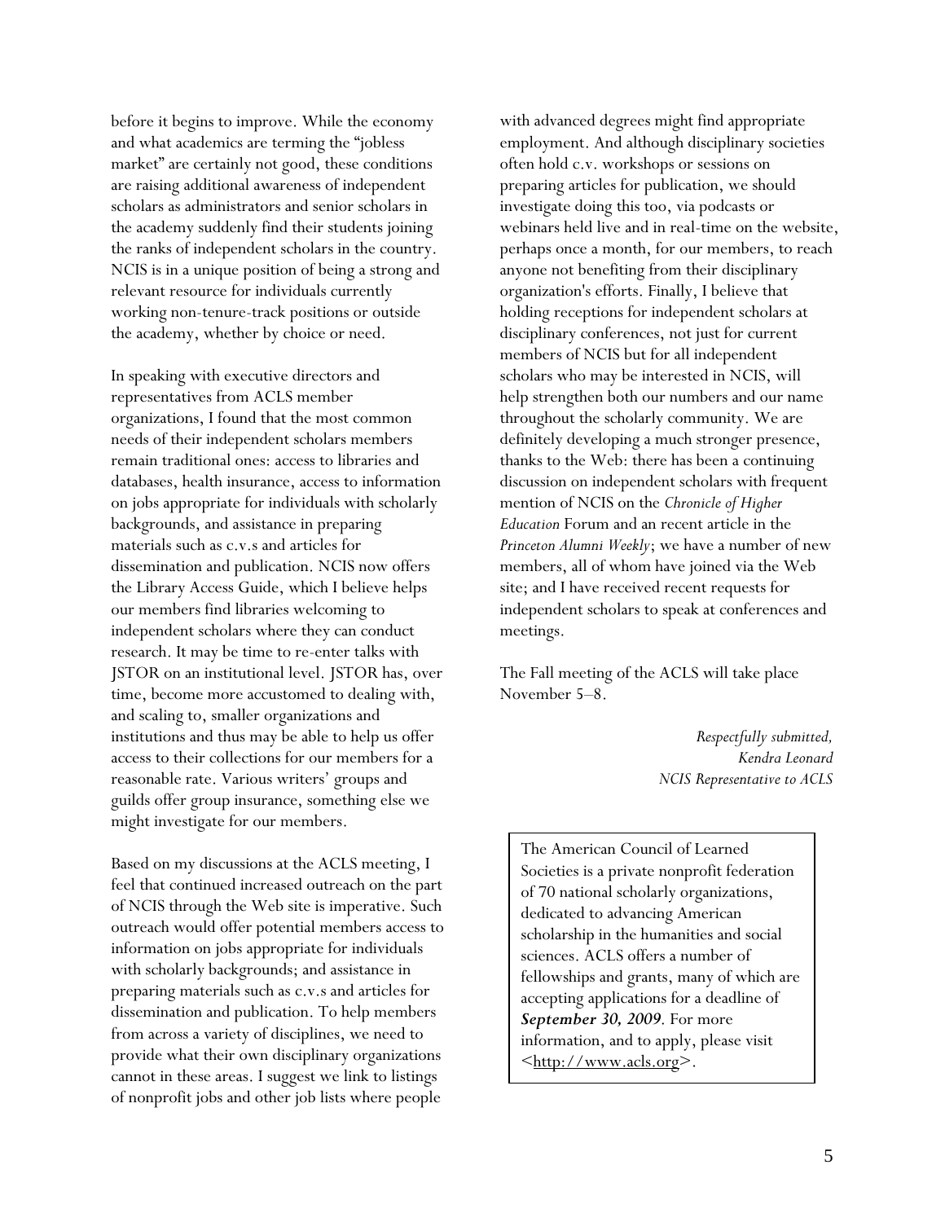before it begins to improve. While the economy and what academics are terming the "jobless market" are certainly not good, these conditions are raising additional awareness of independent scholars as administrators and senior scholars in the academy suddenly find their students joining the ranks of independent scholars in the country. NCIS is in a unique position of being a strong and relevant resource for individuals currently working non-tenure-track positions or outside the academy, whether by choice or need.

In speaking with executive directors and representatives from ACLS member organizations, I found that the most common needs of their independent scholars members remain traditional ones: access to libraries and databases, health insurance, access to information on jobs appropriate for individuals with scholarly backgrounds, and assistance in preparing materials such as c.v.s and articles for dissemination and publication. NCIS now offers the Library Access Guide, which I believe helps our members find libraries welcoming to independent scholars where they can conduct research. It may be time to re-enter talks with JSTOR on an institutional level. JSTOR has, over time, become more accustomed to dealing with, and scaling to, smaller organizations and institutions and thus may be able to help us offer access to their collections for our members for a reasonable rate. Various writers' groups and guilds offer group insurance, something else we might investigate for our members.

Based on my discussions at the ACLS meeting, I feel that continued increased outreach on the part of NCIS through the Web site is imperative. Such outreach would offer potential members access to information on jobs appropriate for individuals with scholarly backgrounds; and assistance in preparing materials such as c.v.s and articles for dissemination and publication. To help members from across a variety of disciplines, we need to provide what their own disciplinary organizations cannot in these areas. I suggest we link to listings of nonprofit jobs and other job lists where people with advanced degrees might find appropriate employment. And although disciplinary societies often hold c.v. workshops or sessions on preparing articles for publication, we should investigate doing this too, via podcasts or webinars held live and in real-time on the website, perhaps once a month, for our members, to reach anyone not benefiting from their disciplinary organization's efforts. Finally, I believe that holding receptions for independent scholars at disciplinary conferences, not just for current members of NCIS but for all independent scholars who may be interested in NCIS, will help strengthen both our numbers and our name throughout the scholarly community. We are definitely developing a much stronger presence, thanks to the Web: there has been a continuing discussion on independent scholars with frequent mention of NCIS on the *Chronicle of Higher Education* Forum and an recent article in the *Princeton Alumni Weekly*; we have a number of new members, all of whom have joined via the Web site; and I have received recent requests for independent scholars to speak at conferences and meetings.

The Fall meeting of the ACLS will take place November 5–8.

*Respectfully submitted,*
*Kendra Leonard*
*NCIS Representative to ACLS*

The American Council of Learned Societies is a private nonprofit federation of 70 national scholarly organizations, dedicated to advancing American scholarship in the humanities and social sciences. ACLS offers a number of fellowships and grants, many of which are accepting applications for a deadline of ***September 30, 2009***. For more information, and to apply, please visit <http://www.acls.org>.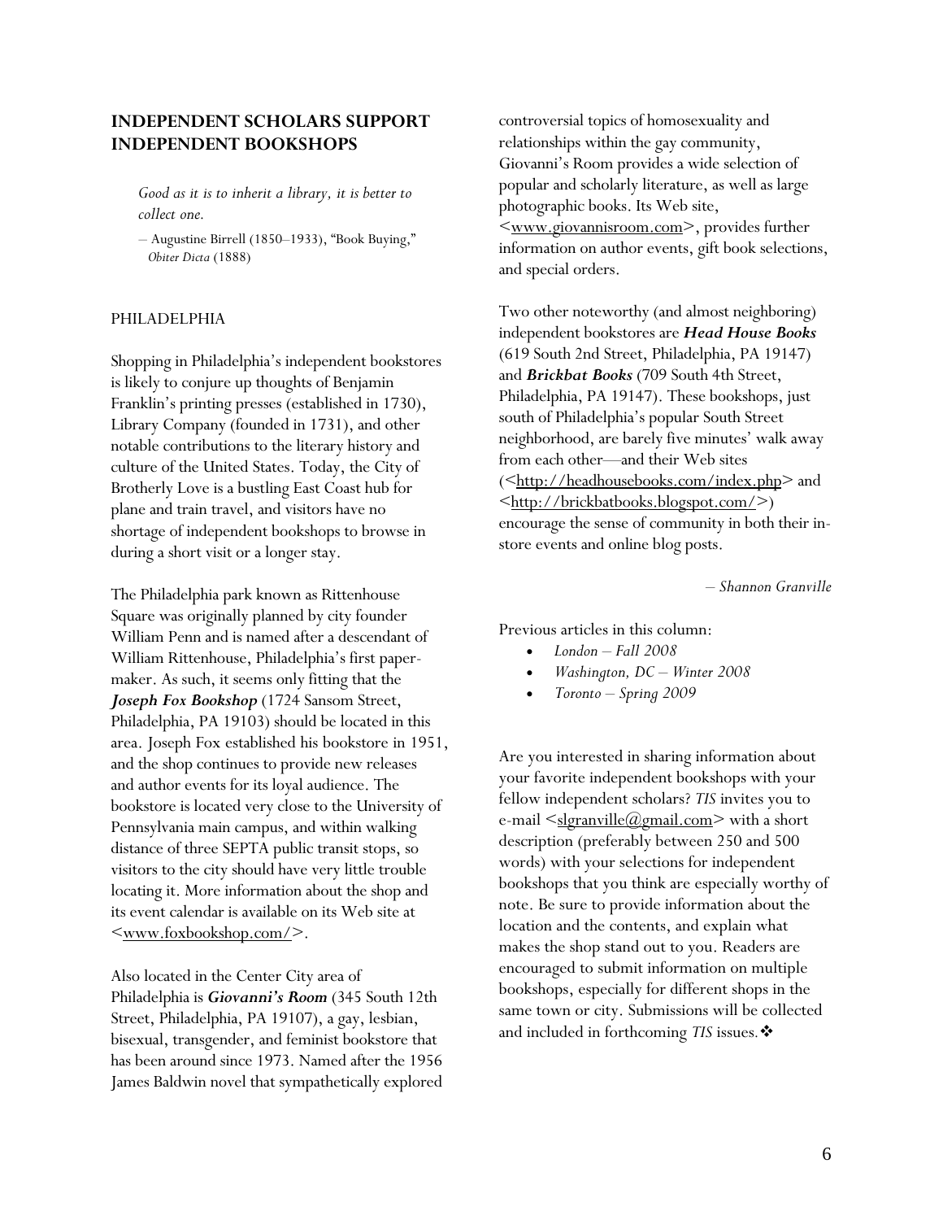## INDEPENDENT SCHOLARS SUPPORT INDEPENDENT BOOKSHOPS

> *Good as it is to inherit a library, it is better to collect one.*
>
> – Augustine Birrell (1850–1933), "Book Buying," *Obiter Dicta* (1888)

PHILADELPHIA

Shopping in Philadelphia's independent bookstores is likely to conjure up thoughts of Benjamin Franklin's printing presses (established in 1730), Library Company (founded in 1731), and other notable contributions to the literary history and culture of the United States. Today, the City of Brotherly Love is a bustling East Coast hub for plane and train travel, and visitors have no shortage of independent bookshops to browse in during a short visit or a longer stay.

The Philadelphia park known as Rittenhouse Square was originally planned by city founder William Penn and is named after a descendant of William Rittenhouse, Philadelphia's first paper-maker. As such, it seems only fitting that the ***Joseph Fox Bookshop*** (1724 Sansom Street, Philadelphia, PA 19103) should be located in this area. Joseph Fox established his bookstore in 1951, and the shop continues to provide new releases and author events for its loyal audience. The bookstore is located very close to the University of Pennsylvania main campus, and within walking distance of three SEPTA public transit stops, so visitors to the city should have very little trouble locating it. More information about the shop and its event calendar is available on its Web site at <www.foxbookshop.com/>.

Also located in the Center City area of Philadelphia is ***Giovanni's Room*** (345 South 12th Street, Philadelphia, PA 19107), a gay, lesbian, bisexual, transgender, and feminist bookstore that has been around since 1973. Named after the 1956 James Baldwin novel that sympathetically explored controversial topics of homosexuality and relationships within the gay community, Giovanni's Room provides a wide selection of popular and scholarly literature, as well as large photographic books. Its Web site, <www.giovannisroom.com>, provides further information on author events, gift book selections, and special orders.

Two other noteworthy (and almost neighboring) independent bookstores are ***Head House Books*** (619 South 2nd Street, Philadelphia, PA 19147) and ***Brickbat Books*** (709 South 4th Street, Philadelphia, PA 19147). These bookshops, just south of Philadelphia's popular South Street neighborhood, are barely five minutes' walk away from each other—and their Web sites (<http://headhousebooks.com/index.php> and <http://brickbatbooks.blogspot.com/>) encourage the sense of community in both their in-store events and online blog posts.

*– Shannon Granville*

Previous articles in this column:

- *London – Fall 2008*
- *Washington, DC – Winter 2008*
- *Toronto – Spring 2009*

Are you interested in sharing information about your favorite independent bookshops with your fellow independent scholars? *TIS* invites you to e-mail <slgranville@gmail.com> with a short description (preferably between 250 and 500 words) with your selections for independent bookshops that you think are especially worthy of note. Be sure to provide information about the location and the contents, and explain what makes the shop stand out to you. Readers are encouraged to submit information on multiple bookshops, especially for different shops in the same town or city. Submissions will be collected and included in forthcoming *TIS* issues.❖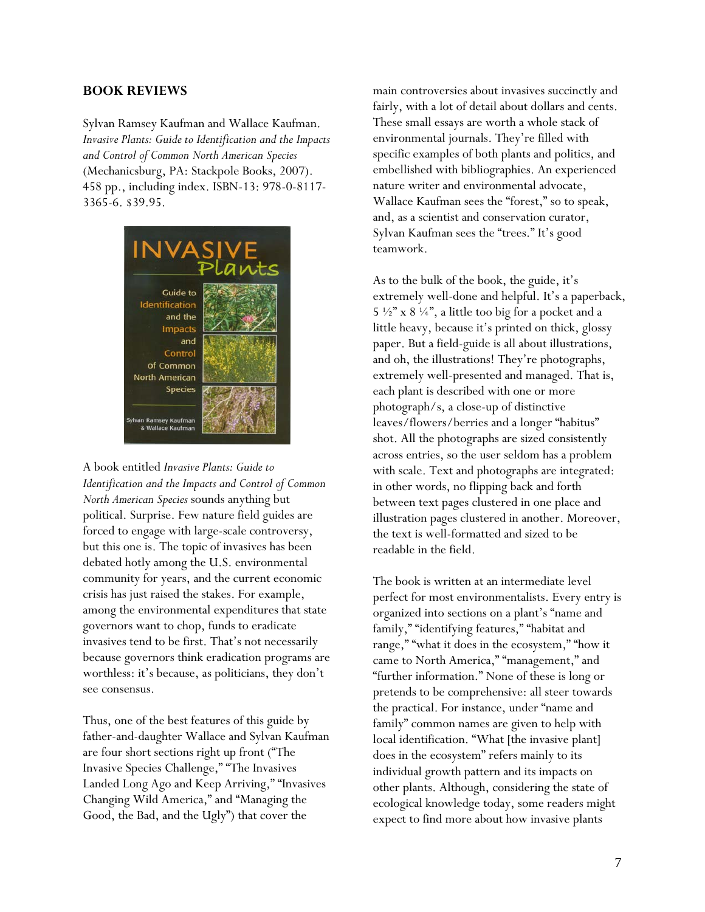## BOOK REVIEWS

Sylvan Ramsey Kaufman and Wallace Kaufman. *Invasive Plants: Guide to Identification and the Impacts and Control of Common North American Species* (Mechanicsburg, PA: Stackpole Books, 2007). 458 pp., including index. ISBN-13: 978-0-8117-3365-6. $39.95.

A book entitled *Invasive Plants: Guide to Identification and the Impacts and Control of Common North American Species* sounds anything but political. Surprise. Few nature field guides are forced to engage with large-scale controversy, but this one is. The topic of invasives has been debated hotly among the U.S. environmental community for years, and the current economic crisis has just raised the stakes. For example, among the environmental expenditures that state governors want to chop, funds to eradicate invasives tend to be first. That's not necessarily because governors think eradication programs are worthless: it's because, as politicians, they don't see consensus.

Thus, one of the best features of this guide by father-and-daughter Wallace and Sylvan Kaufman are four short sections right up front ("The Invasive Species Challenge," "The Invasives Landed Long Ago and Keep Arriving," "Invasives Changing Wild America," and "Managing the Good, the Bad, and the Ugly") that cover the main controversies about invasives succinctly and fairly, with a lot of detail about dollars and cents. These small essays are worth a whole stack of environmental journals. They're filled with specific examples of both plants and politics, and embellished with bibliographies. An experienced nature writer and environmental advocate, Wallace Kaufman sees the "forest," so to speak, and, as a scientist and conservation curator, Sylvan Kaufman sees the "trees." It's good teamwork.

As to the bulk of the book, the guide, it's extremely well-done and helpful. It's a paperback, 5 ½" x 8 ¼", a little too big for a pocket and a little heavy, because it's printed on thick, glossy paper. But a field-guide is all about illustrations, and oh, the illustrations! They're photographs, extremely well-presented and managed. That is, each plant is described with one or more photograph/s, a close-up of distinctive leaves/flowers/berries and a longer "habitus" shot. All the photographs are sized consistently across entries, so the user seldom has a problem with scale. Text and photographs are integrated: in other words, no flipping back and forth between text pages clustered in one place and illustration pages clustered in another. Moreover, the text is well-formatted and sized to be readable in the field.

The book is written at an intermediate level perfect for most environmentalists. Every entry is organized into sections on a plant's "name and family," "identifying features," "habitat and range," "what it does in the ecosystem," "how it came to North America," "management," and "further information." None of these is long or pretends to be comprehensive: all steer towards the practical. For instance, under "name and family" common names are given to help with local identification. "What [the invasive plant] does in the ecosystem" refers mainly to its individual growth pattern and its impacts on other plants. Although, considering the state of ecological knowledge today, some readers might expect to find more about how invasive plants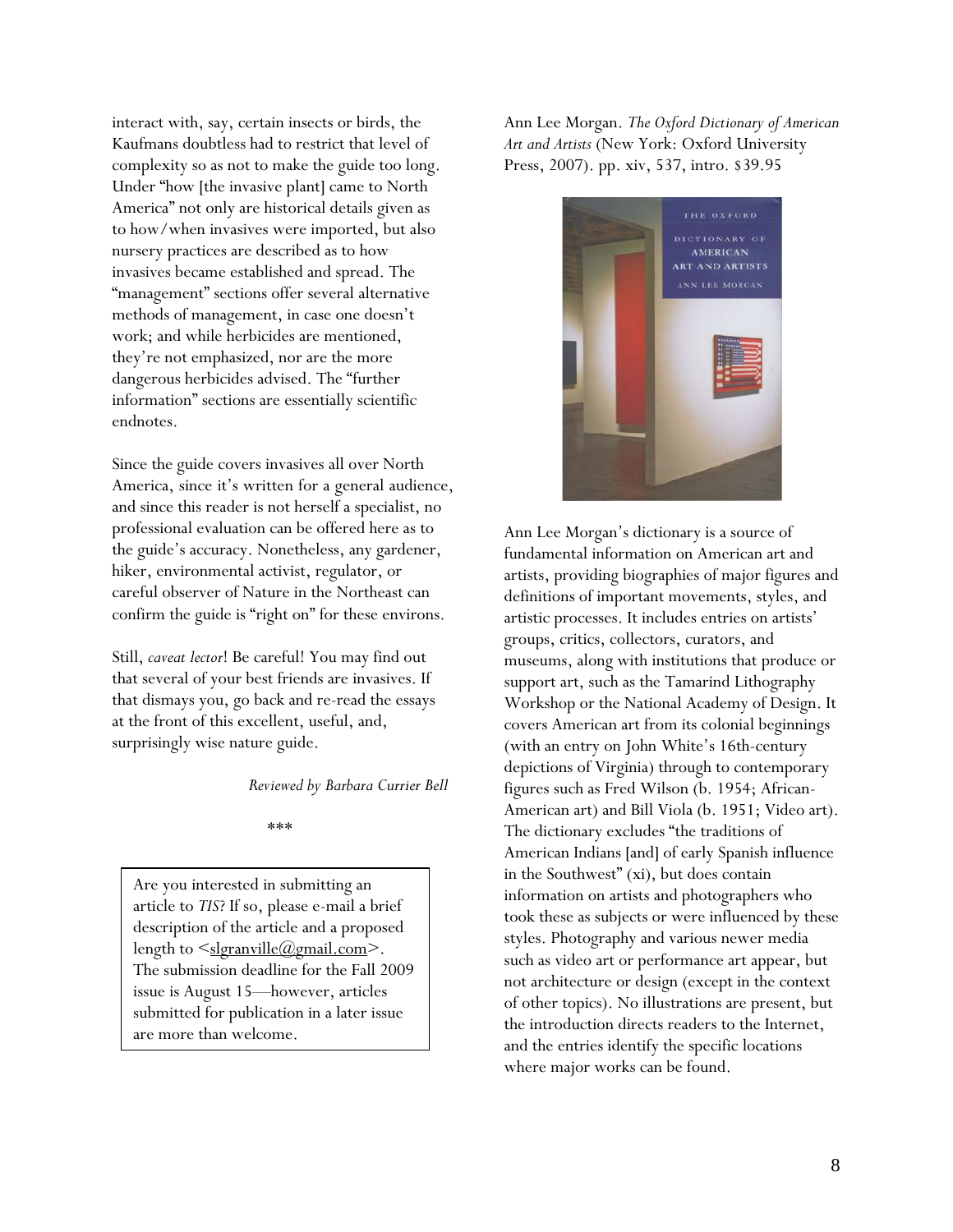interact with, say, certain insects or birds, the Kaufmans doubtless had to restrict that level of complexity so as not to make the guide too long. Under "how [the invasive plant] came to North America" not only are historical details given as to how/when invasives were imported, but also nursery practices are described as to how invasives became established and spread. The "management" sections offer several alternative methods of management, in case one doesn't work; and while herbicides are mentioned, they're not emphasized, nor are the more dangerous herbicides advised. The "further information" sections are essentially scientific endnotes.

Since the guide covers invasives all over North America, since it's written for a general audience, and since this reader is not herself a specialist, no professional evaluation can be offered here as to the guide's accuracy. Nonetheless, any gardener, hiker, environmental activist, regulator, or careful observer of Nature in the Northeast can confirm the guide is "right on" for these environs.

Still, *caveat lector*! Be careful! You may find out that several of your best friends are invasives. If that dismays you, go back and re-read the essays at the front of this excellent, useful, and, surprisingly wise nature guide.

*Reviewed by Barbara Currier Bell*

\*\*\*

> Are you interested in submitting an article to *TIS*? If so, please e-mail a brief description of the article and a proposed length to <slgranville@gmail.com>. The submission deadline for the Fall 2009 issue is August 15—however, articles submitted for publication in a later issue are more than welcome.

Ann Lee Morgan. *The Oxford Dictionary of American Art and Artists* (New York: Oxford University Press, 2007). pp. xiv, 537, intro. $39.95

Ann Lee Morgan's dictionary is a source of fundamental information on American art and artists, providing biographies of major figures and definitions of important movements, styles, and artistic processes. It includes entries on artists' groups, critics, collectors, curators, and museums, along with institutions that produce or support art, such as the Tamarind Lithography Workshop or the National Academy of Design. It covers American art from its colonial beginnings (with an entry on John White's 16th-century depictions of Virginia) through to contemporary figures such as Fred Wilson (b. 1954; African-American art) and Bill Viola (b. 1951; Video art). The dictionary excludes "the traditions of American Indians [and] of early Spanish influence in the Southwest" (xi), but does contain information on artists and photographers who took these as subjects or were influenced by these styles. Photography and various newer media such as video art or performance art appear, but not architecture or design (except in the context of other topics). No illustrations are present, but the introduction directs readers to the Internet, and the entries identify the specific locations where major works can be found.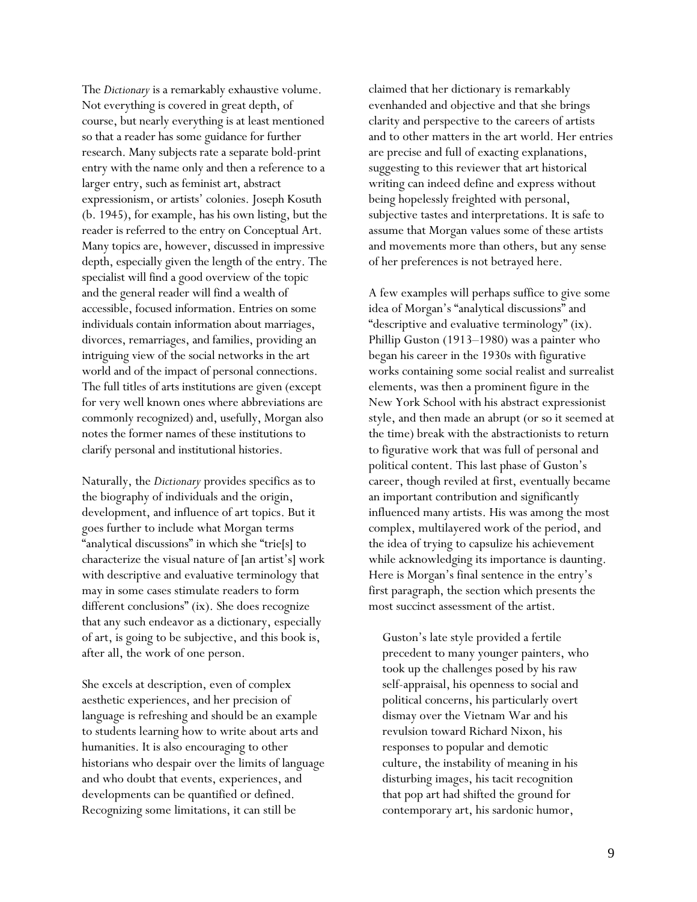The *Dictionary* is a remarkably exhaustive volume. Not everything is covered in great depth, of course, but nearly everything is at least mentioned so that a reader has some guidance for further research. Many subjects rate a separate bold-print entry with the name only and then a reference to a larger entry, such as feminist art, abstract expressionism, or artists' colonies. Joseph Kosuth (b. 1945), for example, has his own listing, but the reader is referred to the entry on Conceptual Art. Many topics are, however, discussed in impressive depth, especially given the length of the entry. The specialist will find a good overview of the topic and the general reader will find a wealth of accessible, focused information. Entries on some individuals contain information about marriages, divorces, remarriages, and families, providing an intriguing view of the social networks in the art world and of the impact of personal connections. The full titles of arts institutions are given (except for very well known ones where abbreviations are commonly recognized) and, usefully, Morgan also notes the former names of these institutions to clarify personal and institutional histories.

Naturally, the *Dictionary* provides specifics as to the biography of individuals and the origin, development, and influence of art topics. But it goes further to include what Morgan terms "analytical discussions" in which she "trie[s] to characterize the visual nature of [an artist's] work with descriptive and evaluative terminology that may in some cases stimulate readers to form different conclusions" (ix). She does recognize that any such endeavor as a dictionary, especially of art, is going to be subjective, and this book is, after all, the work of one person.

She excels at description, even of complex aesthetic experiences, and her precision of language is refreshing and should be an example to students learning how to write about arts and humanities. It is also encouraging to other historians who despair over the limits of language and who doubt that events, experiences, and developments can be quantified or defined. Recognizing some limitations, it can still be claimed that her dictionary is remarkably evenhanded and objective and that she brings clarity and perspective to the careers of artists and to other matters in the art world. Her entries are precise and full of exacting explanations, suggesting to this reviewer that art historical writing can indeed define and express without being hopelessly freighted with personal, subjective tastes and interpretations. It is safe to assume that Morgan values some of these artists and movements more than others, but any sense of her preferences is not betrayed here.

A few examples will perhaps suffice to give some idea of Morgan's "analytical discussions" and "descriptive and evaluative terminology" (ix). Phillip Guston (1913–1980) was a painter who began his career in the 1930s with figurative works containing some social realist and surrealist elements, was then a prominent figure in the New York School with his abstract expressionist style, and then made an abrupt (or so it seemed at the time) break with the abstractionists to return to figurative work that was full of personal and political content. This last phase of Guston's career, though reviled at first, eventually became an important contribution and significantly influenced many artists. His was among the most complex, multilayered work of the period, and the idea of trying to capsulize his achievement while acknowledging its importance is daunting. Here is Morgan's final sentence in the entry's first paragraph, the section which presents the most succinct assessment of the artist.

> Guston's late style provided a fertile precedent to many younger painters, who took up the challenges posed by his raw self-appraisal, his openness to social and political concerns, his particularly overt dismay over the Vietnam War and his revulsion toward Richard Nixon, his responses to popular and demotic culture, the instability of meaning in his disturbing images, his tacit recognition that pop art had shifted the ground for contemporary art, his sardonic humor,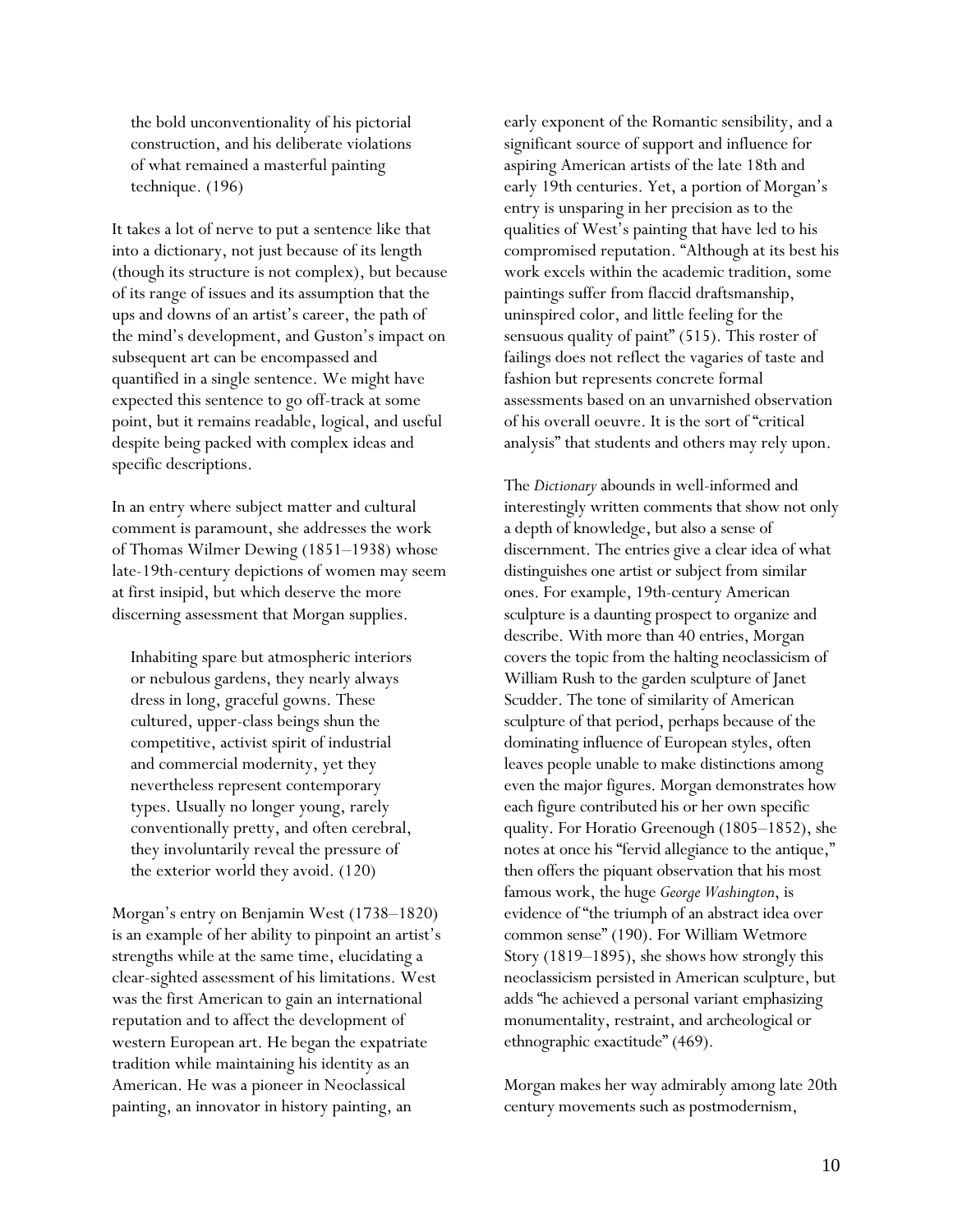> the bold unconventionality of his pictorial construction, and his deliberate violations of what remained a masterful painting technique. (196)

It takes a lot of nerve to put a sentence like that into a dictionary, not just because of its length (though its structure is not complex), but because of its range of issues and its assumption that the ups and downs of an artist's career, the path of the mind's development, and Guston's impact on subsequent art can be encompassed and quantified in a single sentence. We might have expected this sentence to go off-track at some point, but it remains readable, logical, and useful despite being packed with complex ideas and specific descriptions.

In an entry where subject matter and cultural comment is paramount, she addresses the work of Thomas Wilmer Dewing (1851–1938) whose late-19th-century depictions of women may seem at first insipid, but which deserve the more discerning assessment that Morgan supplies.

> Inhabiting spare but atmospheric interiors or nebulous gardens, they nearly always dress in long, graceful gowns. These cultured, upper-class beings shun the competitive, activist spirit of industrial and commercial modernity, yet they nevertheless represent contemporary types. Usually no longer young, rarely conventionally pretty, and often cerebral, they involuntarily reveal the pressure of the exterior world they avoid. (120)

Morgan's entry on Benjamin West (1738–1820) is an example of her ability to pinpoint an artist's strengths while at the same time, elucidating a clear-sighted assessment of his limitations. West was the first American to gain an international reputation and to affect the development of western European art. He began the expatriate tradition while maintaining his identity as an American. He was a pioneer in Neoclassical painting, an innovator in history painting, an early exponent of the Romantic sensibility, and a significant source of support and influence for aspiring American artists of the late 18th and early 19th centuries. Yet, a portion of Morgan's entry is unsparing in her precision as to the qualities of West's painting that have led to his compromised reputation. "Although at its best his work excels within the academic tradition, some paintings suffer from flaccid draftsmanship, uninspired color, and little feeling for the sensuous quality of paint" (515). This roster of failings does not reflect the vagaries of taste and fashion but represents concrete formal assessments based on an unvarnished observation of his overall oeuvre. It is the sort of "critical analysis" that students and others may rely upon.

The *Dictionary* abounds in well-informed and interestingly written comments that show not only a depth of knowledge, but also a sense of discernment. The entries give a clear idea of what distinguishes one artist or subject from similar ones. For example, 19th-century American sculpture is a daunting prospect to organize and describe. With more than 40 entries, Morgan covers the topic from the halting neoclassicism of William Rush to the garden sculpture of Janet Scudder. The tone of similarity of American sculpture of that period, perhaps because of the dominating influence of European styles, often leaves people unable to make distinctions among even the major figures. Morgan demonstrates how each figure contributed his or her own specific quality. For Horatio Greenough (1805–1852), she notes at once his "fervid allegiance to the antique," then offers the piquant observation that his most famous work, the huge *George Washington*, is evidence of "the triumph of an abstract idea over common sense" (190). For William Wetmore Story (1819–1895), she shows how strongly this neoclassicism persisted in American sculpture, but adds "he achieved a personal variant emphasizing monumentality, restraint, and archeological or ethnographic exactitude" (469).

Morgan makes her way admirably among late 20th century movements such as postmodernism,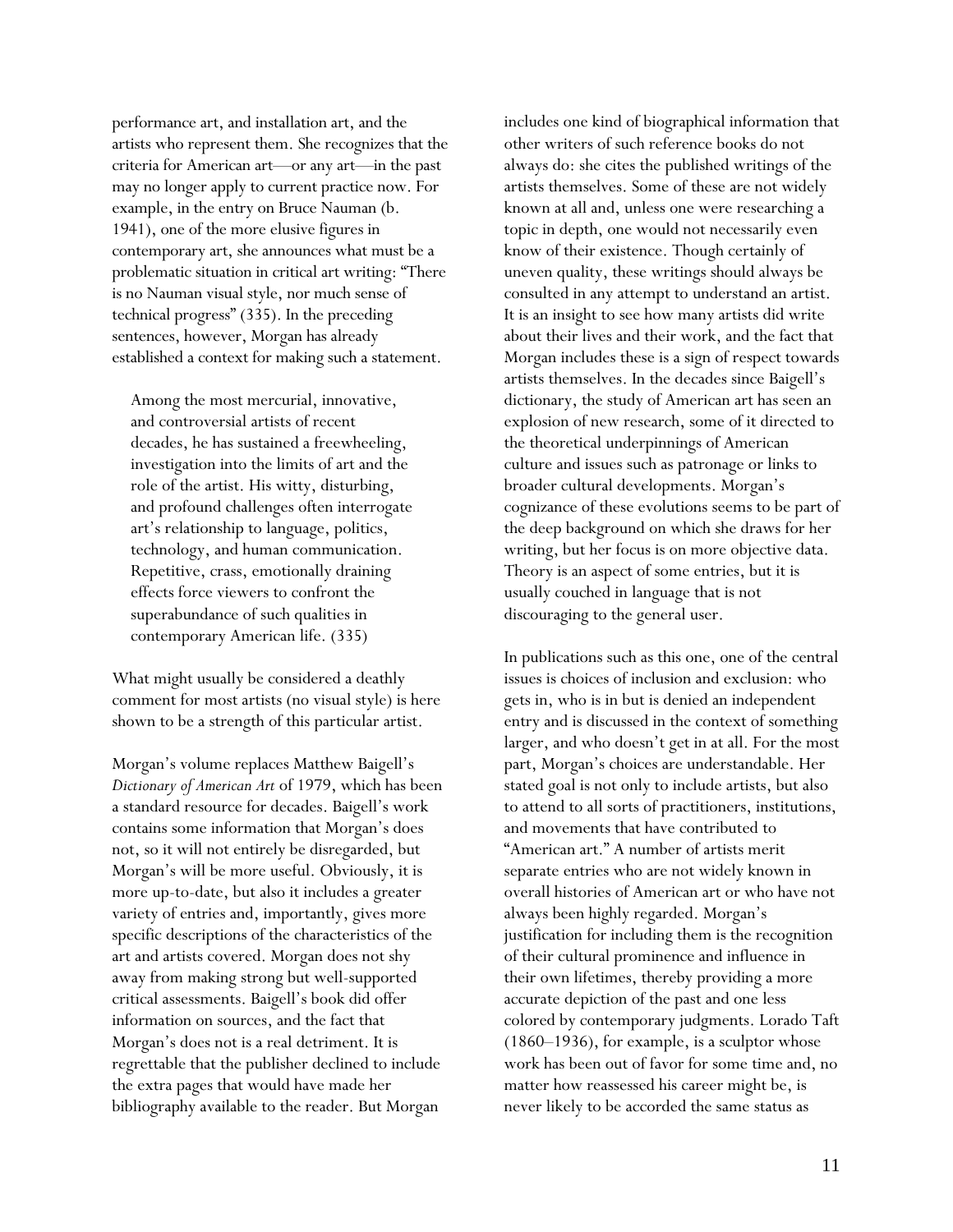performance art, and installation art, and the artists who represent them. She recognizes that the criteria for American art—or any art—in the past may no longer apply to current practice now. For example, in the entry on Bruce Nauman (b. 1941), one of the more elusive figures in contemporary art, she announces what must be a problematic situation in critical art writing: "There is no Nauman visual style, nor much sense of technical progress" (335). In the preceding sentences, however, Morgan has already established a context for making such a statement.

> Among the most mercurial, innovative, and controversial artists of recent decades, he has sustained a freewheeling, investigation into the limits of art and the role of the artist. His witty, disturbing, and profound challenges often interrogate art's relationship to language, politics, technology, and human communication. Repetitive, crass, emotionally draining effects force viewers to confront the superabundance of such qualities in contemporary American life. (335)

What might usually be considered a deathly comment for most artists (no visual style) is here shown to be a strength of this particular artist.

Morgan's volume replaces Matthew Baigell's *Dictionary of American Art* of 1979, which has been a standard resource for decades. Baigell's work contains some information that Morgan's does not, so it will not entirely be disregarded, but Morgan's will be more useful. Obviously, it is more up-to-date, but also it includes a greater variety of entries and, importantly, gives more specific descriptions of the characteristics of the art and artists covered. Morgan does not shy away from making strong but well-supported critical assessments. Baigell's book did offer information on sources, and the fact that Morgan's does not is a real detriment. It is regrettable that the publisher declined to include the extra pages that would have made her bibliography available to the reader. But Morgan includes one kind of biographical information that other writers of such reference books do not always do: she cites the published writings of the artists themselves. Some of these are not widely known at all and, unless one were researching a topic in depth, one would not necessarily even know of their existence. Though certainly of uneven quality, these writings should always be consulted in any attempt to understand an artist. It is an insight to see how many artists did write about their lives and their work, and the fact that Morgan includes these is a sign of respect towards artists themselves. In the decades since Baigell's dictionary, the study of American art has seen an explosion of new research, some of it directed to the theoretical underpinnings of American culture and issues such as patronage or links to broader cultural developments. Morgan's cognizance of these evolutions seems to be part of the deep background on which she draws for her writing, but her focus is on more objective data. Theory is an aspect of some entries, but it is usually couched in language that is not discouraging to the general user.

In publications such as this one, one of the central issues is choices of inclusion and exclusion: who gets in, who is in but is denied an independent entry and is discussed in the context of something larger, and who doesn't get in at all. For the most part, Morgan's choices are understandable. Her stated goal is not only to include artists, but also to attend to all sorts of practitioners, institutions, and movements that have contributed to "American art." A number of artists merit separate entries who are not widely known in overall histories of American art or who have not always been highly regarded. Morgan's justification for including them is the recognition of their cultural prominence and influence in their own lifetimes, thereby providing a more accurate depiction of the past and one less colored by contemporary judgments. Lorado Taft (1860–1936), for example, is a sculptor whose work has been out of favor for some time and, no matter how reassessed his career might be, is never likely to be accorded the same status as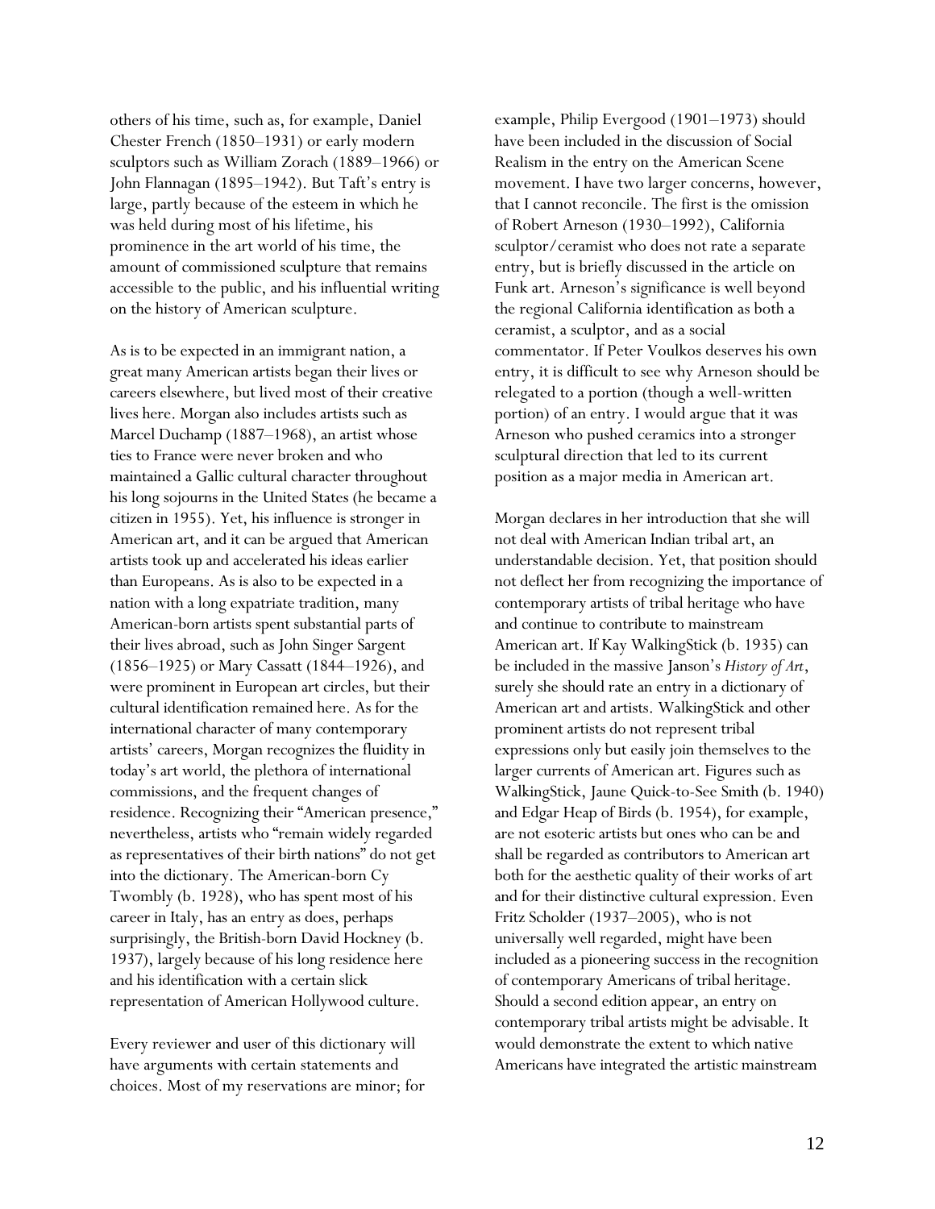others of his time, such as, for example, Daniel Chester French (1850–1931) or early modern sculptors such as William Zorach (1889–1966) or John Flannagan (1895–1942). But Taft's entry is large, partly because of the esteem in which he was held during most of his lifetime, his prominence in the art world of his time, the amount of commissioned sculpture that remains accessible to the public, and his influential writing on the history of American sculpture.

As is to be expected in an immigrant nation, a great many American artists began their lives or careers elsewhere, but lived most of their creative lives here. Morgan also includes artists such as Marcel Duchamp (1887–1968), an artist whose ties to France were never broken and who maintained a Gallic cultural character throughout his long sojourns in the United States (he became a citizen in 1955). Yet, his influence is stronger in American art, and it can be argued that American artists took up and accelerated his ideas earlier than Europeans. As is also to be expected in a nation with a long expatriate tradition, many American-born artists spent substantial parts of their lives abroad, such as John Singer Sargent (1856–1925) or Mary Cassatt (1844–1926), and were prominent in European art circles, but their cultural identification remained here. As for the international character of many contemporary artists' careers, Morgan recognizes the fluidity in today's art world, the plethora of international commissions, and the frequent changes of residence. Recognizing their "American presence," nevertheless, artists who "remain widely regarded as representatives of their birth nations" do not get into the dictionary. The American-born Cy Twombly (b. 1928), who has spent most of his career in Italy, has an entry as does, perhaps surprisingly, the British-born David Hockney (b. 1937), largely because of his long residence here and his identification with a certain slick representation of American Hollywood culture.

Every reviewer and user of this dictionary will have arguments with certain statements and choices. Most of my reservations are minor; for example, Philip Evergood (1901–1973) should have been included in the discussion of Social Realism in the entry on the American Scene movement. I have two larger concerns, however, that I cannot reconcile. The first is the omission of Robert Arneson (1930–1992), California sculptor/ceramist who does not rate a separate entry, but is briefly discussed in the article on Funk art. Arneson's significance is well beyond the regional California identification as both a ceramist, a sculptor, and as a social commentator. If Peter Voulkos deserves his own entry, it is difficult to see why Arneson should be relegated to a portion (though a well-written portion) of an entry. I would argue that it was Arneson who pushed ceramics into a stronger sculptural direction that led to its current position as a major media in American art.

Morgan declares in her introduction that she will not deal with American Indian tribal art, an understandable decision. Yet, that position should not deflect her from recognizing the importance of contemporary artists of tribal heritage who have and continue to contribute to mainstream American art. If Kay WalkingStick (b. 1935) can be included in the massive Janson's *History of Art*, surely she should rate an entry in a dictionary of American art and artists. WalkingStick and other prominent artists do not represent tribal expressions only but easily join themselves to the larger currents of American art. Figures such as WalkingStick, Jaune Quick-to-See Smith (b. 1940) and Edgar Heap of Birds (b. 1954), for example, are not esoteric artists but ones who can be and shall be regarded as contributors to American art both for the aesthetic quality of their works of art and for their distinctive cultural expression. Even Fritz Scholder (1937–2005), who is not universally well regarded, might have been included as a pioneering success in the recognition of contemporary Americans of tribal heritage. Should a second edition appear, an entry on contemporary tribal artists might be advisable. It would demonstrate the extent to which native Americans have integrated the artistic mainstream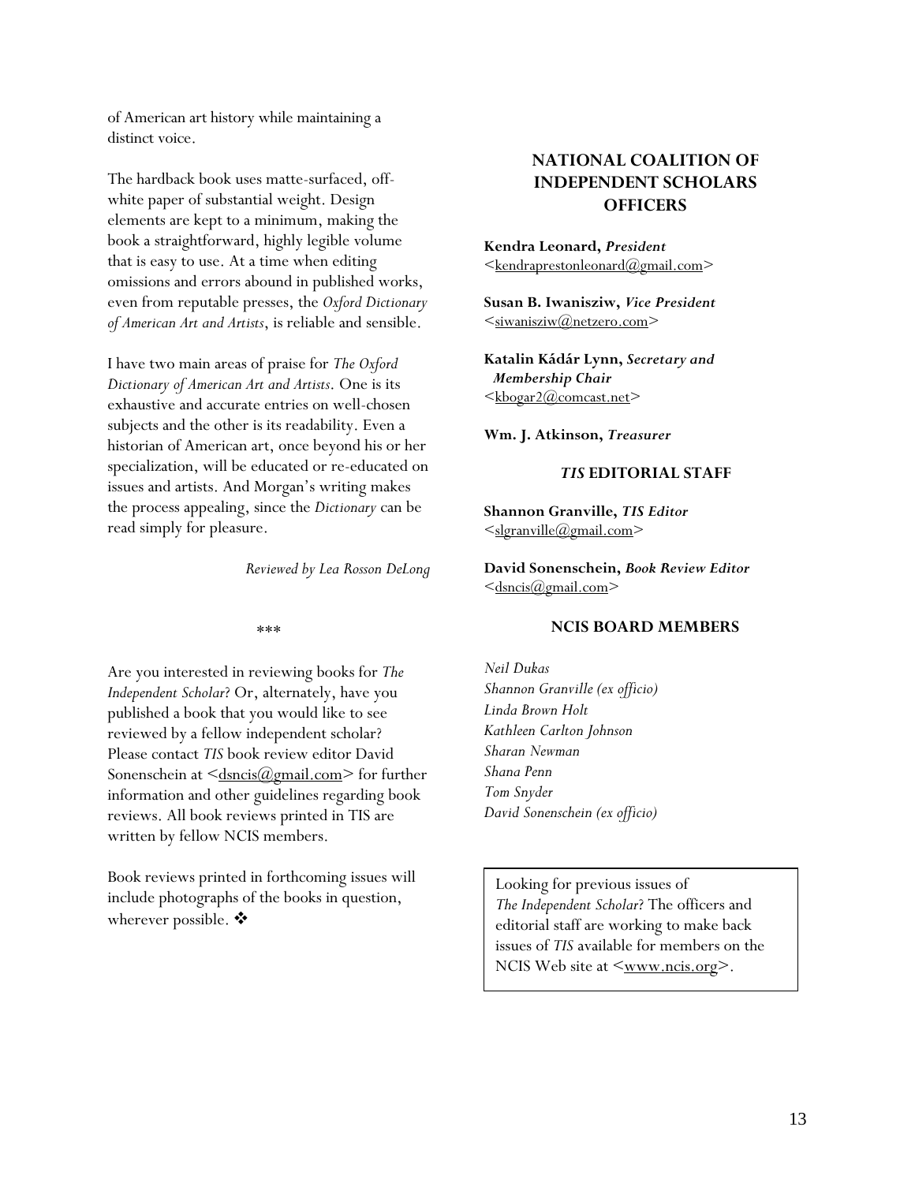of American art history while maintaining a distinct voice.

The hardback book uses matte-surfaced, off-white paper of substantial weight. Design elements are kept to a minimum, making the book a straightforward, highly legible volume that is easy to use. At a time when editing omissions and errors abound in published works, even from reputable presses, the *Oxford Dictionary of American Art and Artists*, is reliable and sensible.

I have two main areas of praise for *The Oxford Dictionary of American Art and Artists*. One is its exhaustive and accurate entries on well-chosen subjects and the other is its readability. Even a historian of American art, once beyond his or her specialization, will be educated or re-educated on issues and artists. And Morgan's writing makes the process appealing, since the *Dictionary* can be read simply for pleasure.

*Reviewed by Lea Rosson DeLong*

***

Are you interested in reviewing books for *The Independent Scholar*? Or, alternately, have you published a book that you would like to see reviewed by a fellow independent scholar? Please contact *TIS* book review editor David Sonenschein at <dsncis@gmail.com> for further information and other guidelines regarding book reviews. All book reviews printed in TIS are written by fellow NCIS members.

Book reviews printed in forthcoming issues will include photographs of the books in question, wherever possible. ❖

## NATIONAL COALITION OF INDEPENDENT SCHOLARS OFFICERS

**Kendra Leonard,** ***President***
<kendraprestonleonard@gmail.com>

**Susan B. Iwanisziw,** ***Vice President***
<siwanisziw@netzero.com>

**Katalin Kádár Lynn,** ***Secretary and Membership Chair***
<kbogar2@comcast.net>

**Wm. J. Atkinson,** ***Treasurer***

### *TIS* EDITORIAL STAFF

**Shannon Granville,** ***TIS Editor***
<slgranville@gmail.com>

**David Sonenschein,** ***Book Review Editor***
<dsncis@gmail.com>

### NCIS BOARD MEMBERS

*Neil Dukas*
*Shannon Granville (ex officio)*
*Linda Brown Holt*
*Kathleen Carlton Johnson*
*Sharan Newman*
*Shana Penn*
*Tom Snyder*
*David Sonenschein (ex officio)*

Looking for previous issues of *The Independent Scholar*? The officers and editorial staff are working to make back issues of *TIS* available for members on the NCIS Web site at <www.ncis.org>.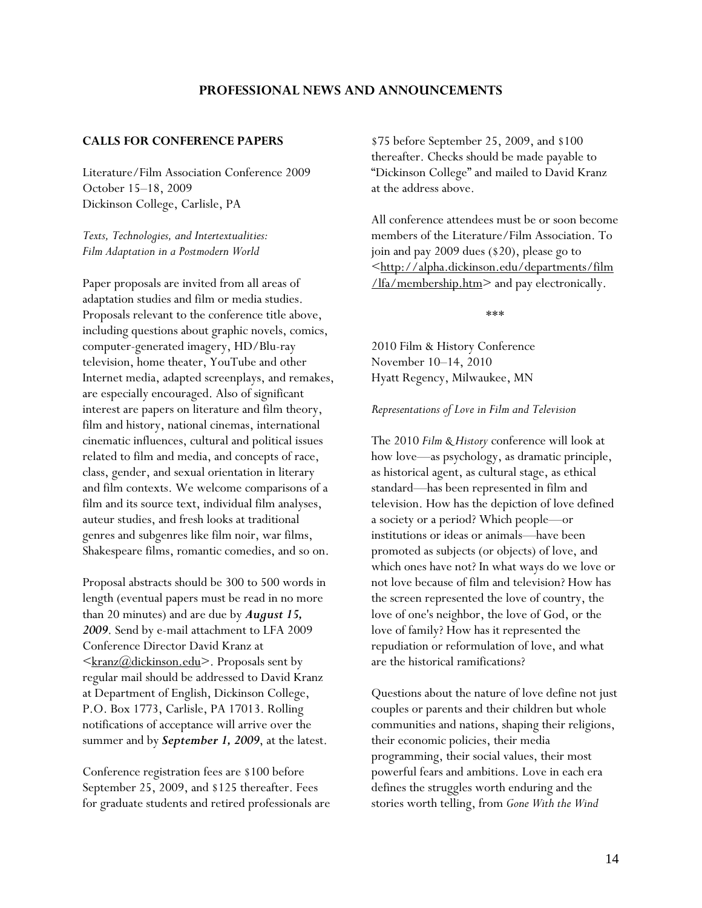# PROFESSIONAL NEWS AND ANNOUNCEMENTS

## CALLS FOR CONFERENCE PAPERS

Literature/Film Association Conference 2009
October 15–18, 2009
Dickinson College, Carlisle, PA

*Texts, Technologies, and Intertextualities: Film Adaptation in a Postmodern World*

Paper proposals are invited from all areas of adaptation studies and film or media studies. Proposals relevant to the conference title above, including questions about graphic novels, comics, computer-generated imagery, HD/Blu-ray television, home theater, YouTube and other Internet media, adapted screenplays, and remakes, are especially encouraged. Also of significant interest are papers on literature and film theory, film and history, national cinemas, international cinematic influences, cultural and political issues related to film and media, and concepts of race, class, gender, and sexual orientation in literary and film contexts. We welcome comparisons of a film and its source text, individual film analyses, auteur studies, and fresh looks at traditional genres and subgenres like film noir, war films, Shakespeare films, romantic comedies, and so on.

Proposal abstracts should be 300 to 500 words in length (eventual papers must be read in no more than 20 minutes) and are due by ***August 15, 2009***. Send by e-mail attachment to LFA 2009 Conference Director David Kranz at <kranz@dickinson.edu>. Proposals sent by regular mail should be addressed to David Kranz at Department of English, Dickinson College, P.O. Box 1773, Carlisle, PA 17013. Rolling notifications of acceptance will arrive over the summer and by ***September 1, 2009***, at the latest.

Conference registration fees are $100 before September 25, 2009, and $125 thereafter. Fees for graduate students and retired professionals are $75 before September 25, 2009, and $100 thereafter. Checks should be made payable to "Dickinson College" and mailed to David Kranz at the address above.

All conference attendees must be or soon become members of the Literature/Film Association. To join and pay 2009 dues ($20), please go to <http://alpha.dickinson.edu/departments/film/lfa/membership.htm> and pay electronically.

\*\*\*

2010 Film & History Conference
November 10–14, 2010
Hyatt Regency, Milwaukee, MN

*Representations of Love in Film and Television*

The 2010 *Film & History* conference will look at how love—as psychology, as dramatic principle, as historical agent, as cultural stage, as ethical standard—has been represented in film and television. How has the depiction of love defined a society or a period? Which people—or institutions or ideas or animals—have been promoted as subjects (or objects) of love, and which ones have not? In what ways do we love or not love because of film and television? How has the screen represented the love of country, the love of one's neighbor, the love of God, or the love of family? How has it represented the repudiation or reformulation of love, and what are the historical ramifications?

Questions about the nature of love define not just couples or parents and their children but whole communities and nations, shaping their religions, their economic policies, their media programming, their social values, their most powerful fears and ambitions. Love in each era defines the struggles worth enduring and the stories worth telling, from *Gone With the Wind*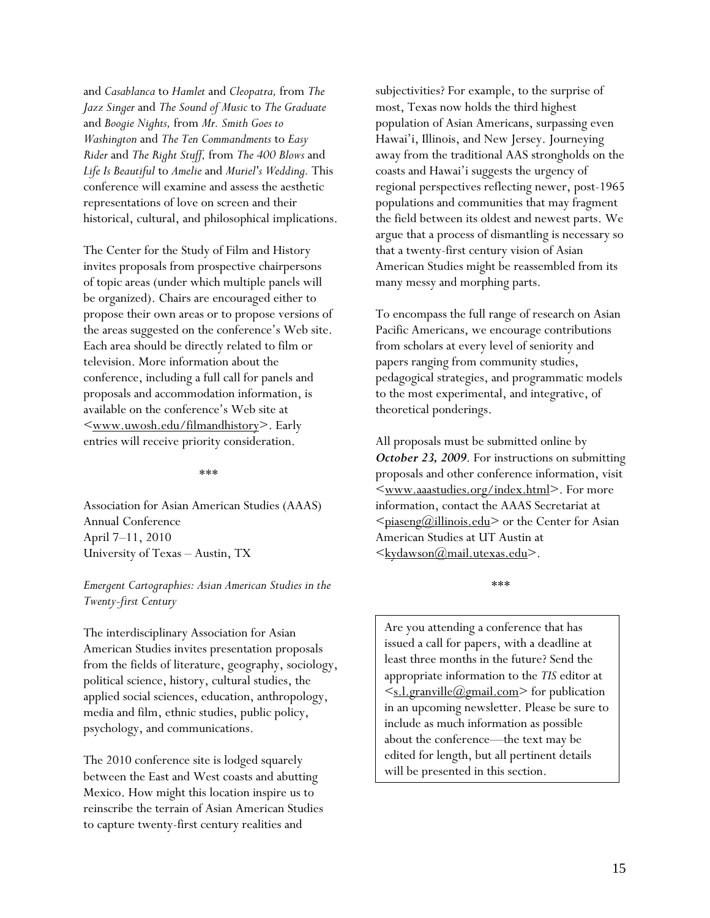and *Casablanca* to *Hamlet* and *Cleopatra,* from *The Jazz Singer* and *The Sound of Music* to *The Graduate* and *Boogie Nights,* from *Mr. Smith Goes to Washington* and *The Ten Commandments* to *Easy Rider* and *The Right Stuff,* from *The 400 Blows* and *Life Is Beautiful* to *Amelie* and *Muriel's Wedding.* This conference will examine and assess the aesthetic representations of love on screen and their historical, cultural, and philosophical implications.

The Center for the Study of Film and History invites proposals from prospective chairpersons of topic areas (under which multiple panels will be organized). Chairs are encouraged either to propose their own areas or to propose versions of the areas suggested on the conference's Web site. Each area should be directly related to film or television. More information about the conference, including a full call for panels and proposals and accommodation information, is available on the conference's Web site at <www.uwosh.edu/filmandhistory>. Early entries will receive priority consideration.

\*\*\*

Association for Asian American Studies (AAAS) Annual Conference
April 7–11, 2010
University of Texas – Austin, TX

*Emergent Cartographies: Asian American Studies in the Twenty-first Century*

The interdisciplinary Association for Asian American Studies invites presentation proposals from the fields of literature, geography, sociology, political science, history, cultural studies, the applied social sciences, education, anthropology, media and film, ethnic studies, public policy, psychology, and communications.

The 2010 conference site is lodged squarely between the East and West coasts and abutting Mexico. How might this location inspire us to reinscribe the terrain of Asian American Studies to capture twenty-first century realities and subjectivities? For example, to the surprise of most, Texas now holds the third highest population of Asian Americans, surpassing even Hawai'i, Illinois, and New Jersey. Journeying away from the traditional AAS strongholds on the coasts and Hawai'i suggests the urgency of regional perspectives reflecting newer, post-1965 populations and communities that may fragment the field between its oldest and newest parts. We argue that a process of dismantling is necessary so that a twenty-first century vision of Asian American Studies might be reassembled from its many messy and morphing parts.

To encompass the full range of research on Asian Pacific Americans, we encourage contributions from scholars at every level of seniority and papers ranging from community studies, pedagogical strategies, and programmatic models to the most experimental, and integrative, of theoretical ponderings.

All proposals must be submitted online by ***October 23, 2009***. For instructions on submitting proposals and other conference information, visit <www.aaastudies.org/index.html>. For more information, contact the AAAS Secretariat at <piaseng@illinois.edu> or the Center for Asian American Studies at UT Austin at <kydawson@mail.utexas.edu>.

\*\*\*

Are you attending a conference that has issued a call for papers, with a deadline at least three months in the future? Send the appropriate information to the *TIS* editor at <s.l.granville@gmail.com> for publication in an upcoming newsletter. Please be sure to include as much information as possible about the conference—the text may be edited for length, but all pertinent details will be presented in this section.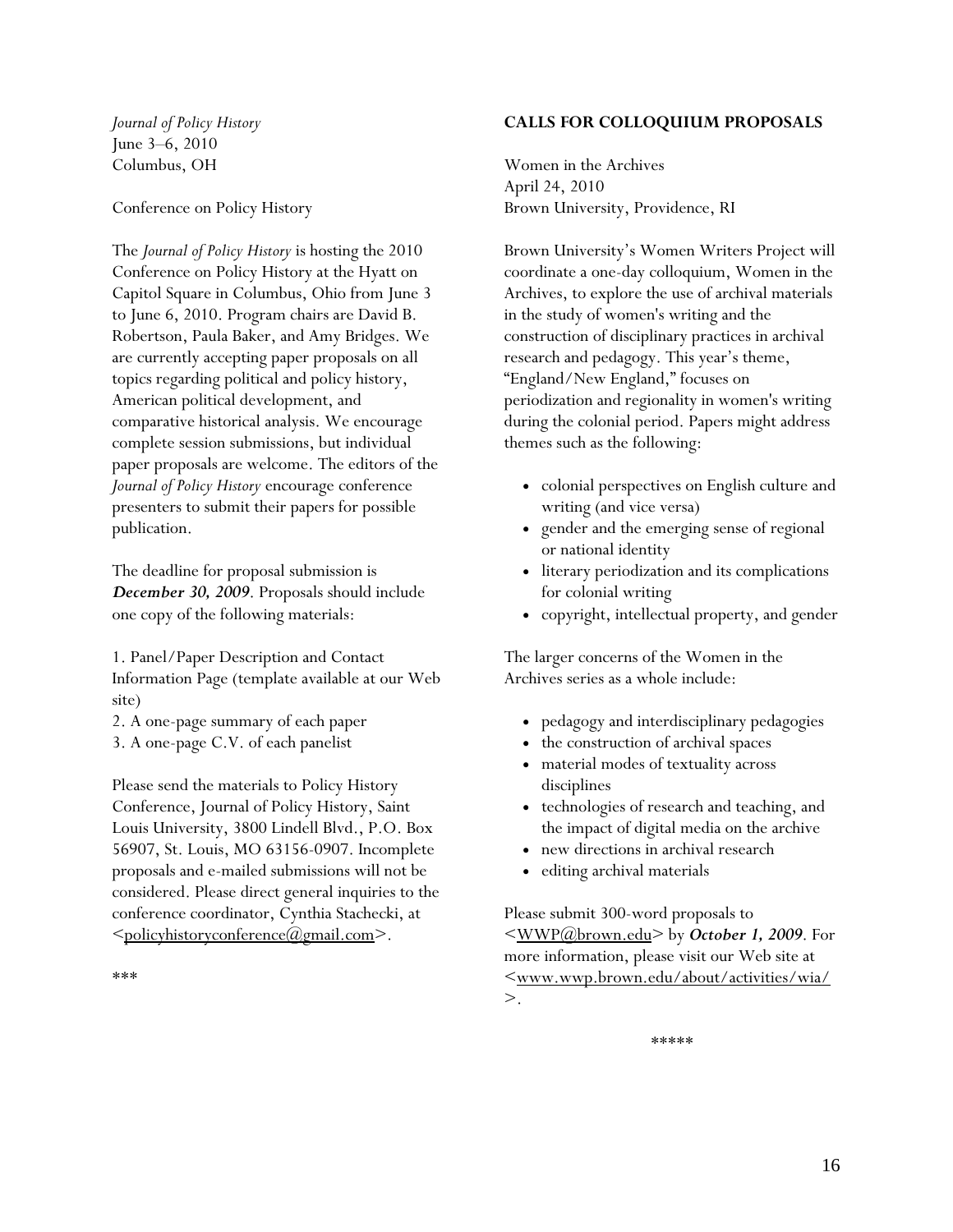*Journal of Policy History*
June 3–6, 2010
Columbus, OH

Conference on Policy History

The *Journal of Policy History* is hosting the 2010 Conference on Policy History at the Hyatt on Capitol Square in Columbus, Ohio from June 3 to June 6, 2010. Program chairs are David B. Robertson, Paula Baker, and Amy Bridges. We are currently accepting paper proposals on all topics regarding political and policy history, American political development, and comparative historical analysis. We encourage complete session submissions, but individual paper proposals are welcome. The editors of the *Journal of Policy History* encourage conference presenters to submit their papers for possible publication.

The deadline for proposal submission is ***December 30, 2009***. Proposals should include one copy of the following materials:

1. Panel/Paper Description and Contact Information Page (template available at our Web site)
2. A one-page summary of each paper
3. A one-page C.V. of each panelist

Please send the materials to Policy History Conference, Journal of Policy History, Saint Louis University, 3800 Lindell Blvd., P.O. Box 56907, St. Louis, MO 63156-0907. Incomplete proposals and e-mailed submissions will not be considered. Please direct general inquiries to the conference coordinator, Cynthia Stachecki, at <policyhistoryconference@gmail.com>.

***

## CALLS FOR COLLOQUIUM PROPOSALS

Women in the Archives
April 24, 2010
Brown University, Providence, RI

Brown University's Women Writers Project will coordinate a one-day colloquium, Women in the Archives, to explore the use of archival materials in the study of women's writing and the construction of disciplinary practices in archival research and pedagogy. This year's theme, "England/New England," focuses on periodization and regionality in women's writing during the colonial period. Papers might address themes such as the following:

- colonial perspectives on English culture and writing (and vice versa)
- gender and the emerging sense of regional or national identity
- literary periodization and its complications for colonial writing
- copyright, intellectual property, and gender

The larger concerns of the Women in the Archives series as a whole include:

- pedagogy and interdisciplinary pedagogies
- the construction of archival spaces
- material modes of textuality across disciplines
- technologies of research and teaching, and the impact of digital media on the archive
- new directions in archival research
- editing archival materials

Please submit 300-word proposals to <WWP@brown.edu> by ***October 1, 2009***. For more information, please visit our Web site at <www.wwp.brown.edu/about/activities/wia/>.

*****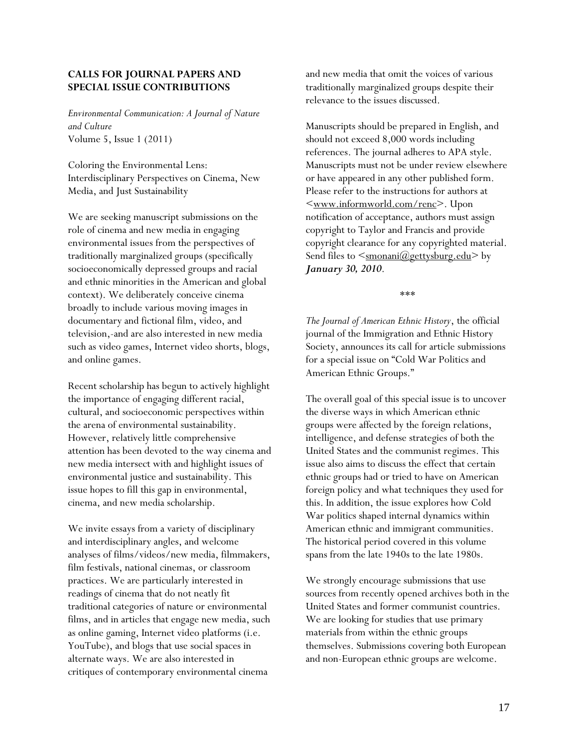## CALLS FOR JOURNAL PAPERS AND SPECIAL ISSUE CONTRIBUTIONS

*Environmental Communication: A Journal of Nature and Culture*
Volume 5, Issue 1 (2011)

Coloring the Environmental Lens: Interdisciplinary Perspectives on Cinema, New Media, and Just Sustainability

We are seeking manuscript submissions on the role of cinema and new media in engaging environmental issues from the perspectives of traditionally marginalized groups (specifically socioeconomically depressed groups and racial and ethnic minorities in the American and global context). We deliberately conceive cinema broadly to include various moving images in documentary and fictional film, video, and television,-and are also interested in new media such as video games, Internet video shorts, blogs, and online games.

Recent scholarship has begun to actively highlight the importance of engaging different racial, cultural, and socioeconomic perspectives within the arena of environmental sustainability. However, relatively little comprehensive attention has been devoted to the way cinema and new media intersect with and highlight issues of environmental justice and sustainability. This issue hopes to fill this gap in environmental, cinema, and new media scholarship.

We invite essays from a variety of disciplinary and interdisciplinary angles, and welcome analyses of films/videos/new media, filmmakers, film festivals, national cinemas, or classroom practices. We are particularly interested in readings of cinema that do not neatly fit traditional categories of nature or environmental films, and in articles that engage new media, such as online gaming, Internet video platforms (i.e. YouTube), and blogs that use social spaces in alternate ways. We are also interested in critiques of contemporary environmental cinema and new media that omit the voices of various traditionally marginalized groups despite their relevance to the issues discussed.

Manuscripts should be prepared in English, and should not exceed 8,000 words including references. The journal adheres to APA style. Manuscripts must not be under review elsewhere or have appeared in any other published form. Please refer to the instructions for authors at <www.informworld.com/renc>. Upon notification of acceptance, authors must assign copyright to Taylor and Francis and provide copyright clearance for any copyrighted material. Send files to <smonani@gettysburg.edu> by ***January 30, 2010***.

\*\*\*

*The Journal of American Ethnic History*, the official journal of the Immigration and Ethnic History Society, announces its call for article submissions for a special issue on "Cold War Politics and American Ethnic Groups."

The overall goal of this special issue is to uncover the diverse ways in which American ethnic groups were affected by the foreign relations, intelligence, and defense strategies of both the United States and the communist regimes. This issue also aims to discuss the effect that certain ethnic groups had or tried to have on American foreign policy and what techniques they used for this. In addition, the issue explores how Cold War politics shaped internal dynamics within American ethnic and immigrant communities. The historical period covered in this volume spans from the late 1940s to the late 1980s.

We strongly encourage submissions that use sources from recently opened archives both in the United States and former communist countries. We are looking for studies that use primary materials from within the ethnic groups themselves. Submissions covering both European and non-European ethnic groups are welcome.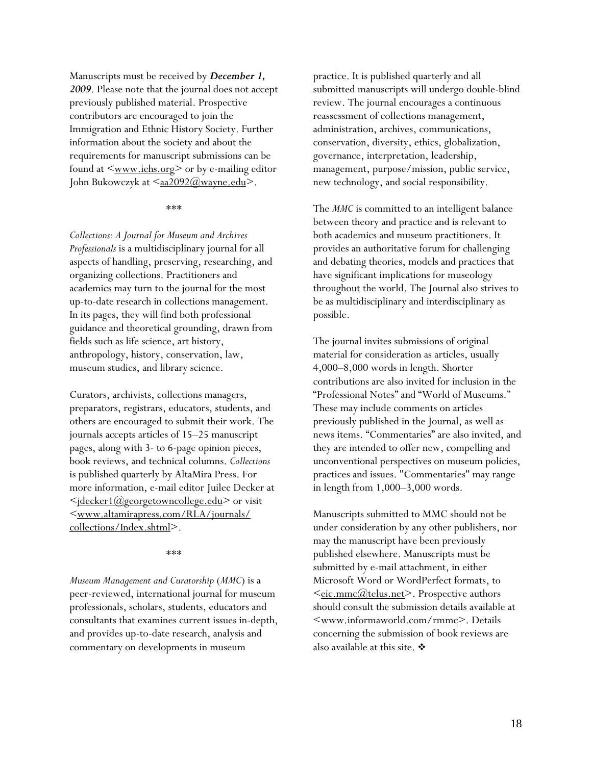Manuscripts must be received by ***December 1, 2009***. Please note that the journal does not accept previously published material. Prospective contributors are encouraged to join the Immigration and Ethnic History Society. Further information about the society and about the requirements for manuscript submissions can be found at <www.iehs.org> or by e-mailing editor John Bukowczyk at <aa2092@wayne.edu>.

\*\*\*

*Collections: A Journal for Museum and Archives Professionals* is a multidisciplinary journal for all aspects of handling, preserving, researching, and organizing collections. Practitioners and academics may turn to the journal for the most up-to-date research in collections management. In its pages, they will find both professional guidance and theoretical grounding, drawn from fields such as life science, art history, anthropology, history, conservation, law, museum studies, and library science.

Curators, archivists, collections managers, preparators, registrars, educators, students, and others are encouraged to submit their work. The journals accepts articles of 15–25 manuscript pages, along with 3- to 6-page opinion pieces, book reviews, and technical columns. *Collections* is published quarterly by AltaMira Press. For more information, e-mail editor Juilee Decker at <jdecker1@georgetowncollege.edu> or visit <www.altamirapress.com/RLA/journals/collections/Index.shtml>.

\*\*\*

*Museum Management and Curatorship* (*MMC*) is a peer-reviewed, international journal for museum professionals, scholars, students, educators and consultants that examines current issues in-depth, and provides up-to-date research, analysis and commentary on developments in museum practice. It is published quarterly and all submitted manuscripts will undergo double-blind review. The journal encourages a continuous reassessment of collections management, administration, archives, communications, conservation, diversity, ethics, globalization, governance, interpretation, leadership, management, purpose/mission, public service, new technology, and social responsibility.

The *MMC* is committed to an intelligent balance between theory and practice and is relevant to both academics and museum practitioners. It provides an authoritative forum for challenging and debating theories, models and practices that have significant implications for museology throughout the world. The Journal also strives to be as multidisciplinary and interdisciplinary as possible.

The journal invites submissions of original material for consideration as articles, usually 4,000–8,000 words in length. Shorter contributions are also invited for inclusion in the "Professional Notes" and "World of Museums." These may include comments on articles previously published in the Journal, as well as news items. "Commentaries" are also invited, and they are intended to offer new, compelling and unconventional perspectives on museum policies, practices and issues. "Commentaries" may range in length from 1,000–3,000 words.

Manuscripts submitted to MMC should not be under consideration by any other publishers, nor may the manuscript have been previously published elsewhere. Manuscripts must be submitted by e-mail attachment, in either Microsoft Word or WordPerfect formats, to <eic.mmc@telus.net>. Prospective authors should consult the submission details available at <www.informaworld.com/rmmc>. Details concerning the submission of book reviews are also available at this site. ❖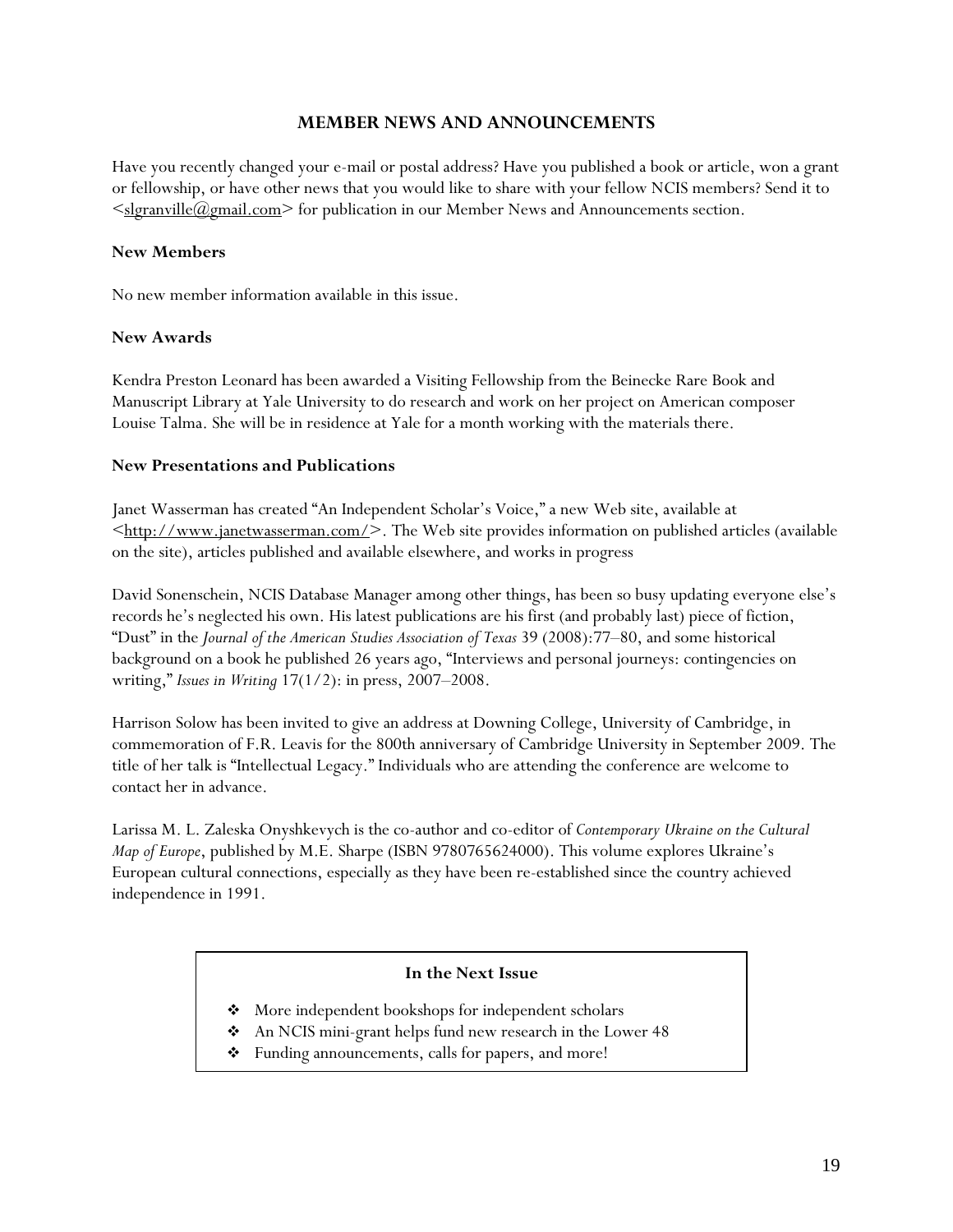## MEMBER NEWS AND ANNOUNCEMENTS

Have you recently changed your e-mail or postal address? Have you published a book or article, won a grant or fellowship, or have other news that you would like to share with your fellow NCIS members? Send it to <slgranville@gmail.com> for publication in our Member News and Announcements section.

### New Members

No new member information available in this issue.

### New Awards

Kendra Preston Leonard has been awarded a Visiting Fellowship from the Beinecke Rare Book and Manuscript Library at Yale University to do research and work on her project on American composer Louise Talma. She will be in residence at Yale for a month working with the materials there.

### New Presentations and Publications

Janet Wasserman has created "An Independent Scholar's Voice," a new Web site, available at <http://www.janetwasserman.com/>. The Web site provides information on published articles (available on the site), articles published and available elsewhere, and works in progress

David Sonenschein, NCIS Database Manager among other things, has been so busy updating everyone else's records he's neglected his own. His latest publications are his first (and probably last) piece of fiction, "Dust" in the *Journal of the American Studies Association of Texas* 39 (2008):77–80, and some historical background on a book he published 26 years ago, "Interviews and personal journeys: contingencies on writing," *Issues in Writing* 17(1/2): in press, 2007–2008.

Harrison Solow has been invited to give an address at Downing College, University of Cambridge, in commemoration of F.R. Leavis for the 800th anniversary of Cambridge University in September 2009. The title of her talk is "Intellectual Legacy." Individuals who are attending the conference are welcome to contact her in advance.

Larissa M. L. Zaleska Onyshkevych is the co-author and co-editor of *Contemporary Ukraine on the Cultural Map of Europe*, published by M.E. Sharpe (ISBN 9780765624000). This volume explores Ukraine's European cultural connections, especially as they have been re-established since the country achieved independence in 1991.

**In the Next Issue**

- More independent bookshops for independent scholars
- An NCIS mini-grant helps fund new research in the Lower 48
- Funding announcements, calls for papers, and more!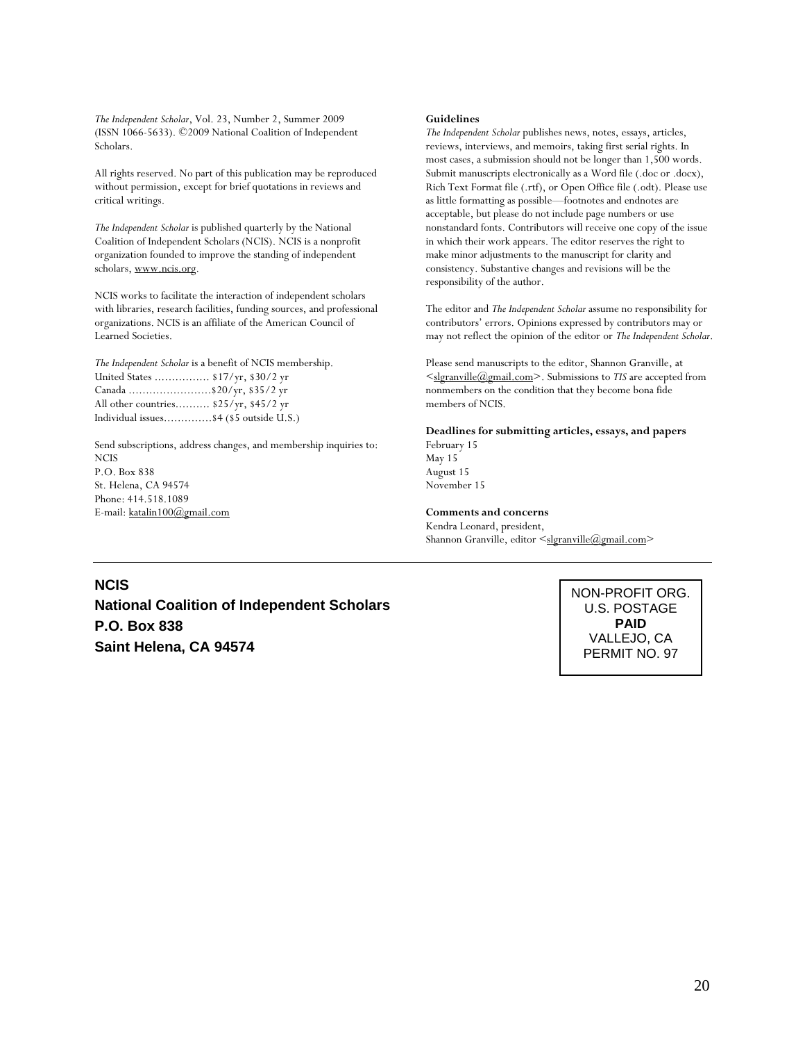*The Independent Scholar*, Vol. 23, Number 2, Summer 2009 (ISSN 1066-5633). ©2009 National Coalition of Independent Scholars.

All rights reserved. No part of this publication may be reproduced without permission, except for brief quotations in reviews and critical writings.

*The Independent Scholar* is published quarterly by the National Coalition of Independent Scholars (NCIS). NCIS is a nonprofit organization founded to improve the standing of independent scholars, www.ncis.org.

NCIS works to facilitate the interaction of independent scholars with libraries, research facilities, funding sources, and professional organizations. NCIS is an affiliate of the American Council of Learned Societies.

*The Independent Scholar* is a benefit of NCIS membership.
United States ................ $17/yr, $30/2 yr
Canada ........................$20/yr, $35/2 yr
All other countries.......... $25/yr, $45/2 yr
Individual issues.............$4 ($5 outside U.S.)

Send subscriptions, address changes, and membership inquiries to:
NCIS
P.O. Box 838
St. Helena, CA 94574
Phone: 414.518.1089
E-mail: katalin100@gmail.com

**Guidelines**
*The Independent Scholar* publishes news, notes, essays, articles, reviews, interviews, and memoirs, taking first serial rights. In most cases, a submission should not be longer than 1,500 words. Submit manuscripts electronically as a Word file (.doc or .docx), Rich Text Format file (.rtf), or Open Office file (.odt). Please use as little formatting as possible—footnotes and endnotes are acceptable, but please do not include page numbers or use nonstandard fonts. Contributors will receive one copy of the issue in which their work appears. The editor reserves the right to make minor adjustments to the manuscript for clarity and consistency. Substantive changes and revisions will be the responsibility of the author.

The editor and *The Independent Scholar* assume no responsibility for contributors' errors. Opinions expressed by contributors may or may not reflect the opinion of the editor or *The Independent Scholar*.

Please send manuscripts to the editor, Shannon Granville, at <slgranville@gmail.com>. Submissions to *TIS* are accepted from nonmembers on the condition that they become bona fide members of NCIS.

**Deadlines for submitting articles, essays, and papers**
February 15
May 15
August 15
November 15

**Comments and concerns**
Kendra Leonard, president,
Shannon Granville, editor <slgranville@gmail.com>

---

**NCIS**
**National Coalition of Independent Scholars**
**P.O. Box 838**
**Saint Helena, CA 94574**

NON-PROFIT ORG.
U.S. POSTAGE
**PAID**
VALLEJO, CA
PERMIT NO. 97